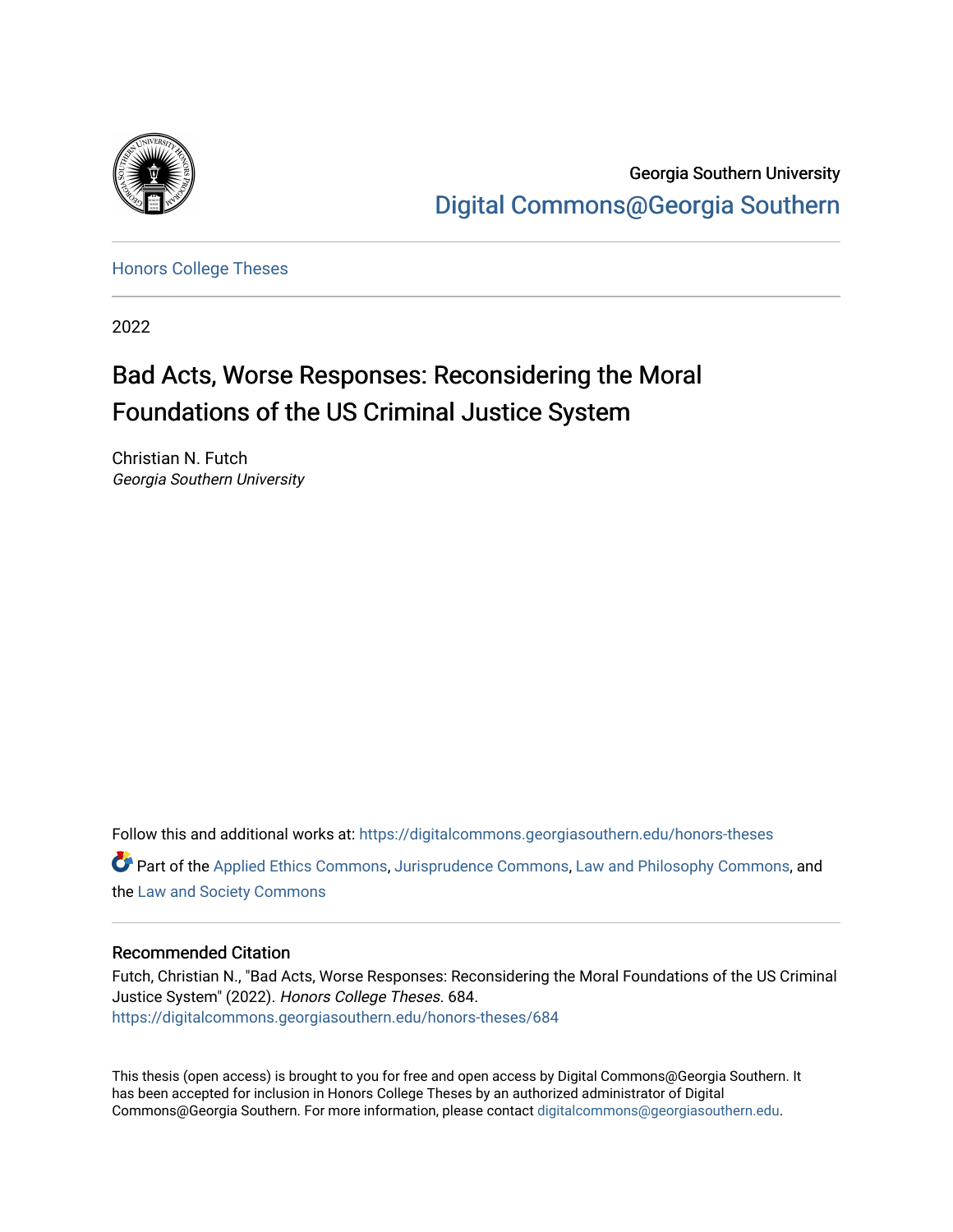Georgia Southern University

Digital Commons@Georgia Southern

Honors College Theses

2022

# Bad Acts, Worse Responses: Reconsidering the Moral Foundations of the US Criminal Justice System

Christian N. Futch
*Georgia Southern University*

Follow this and additional works at: https://digitalcommons.georgiasouthern.edu/honors-theses

Part of the Applied Ethics Commons, Jurisprudence Commons, Law and Philosophy Commons, and the Law and Society Commons

## Recommended Citation

Futch, Christian N., "Bad Acts, Worse Responses: Reconsidering the Moral Foundations of the US Criminal Justice System" (2022). *Honors College Theses*. 684.
https://digitalcommons.georgiasouthern.edu/honors-theses/684

This thesis (open access) is brought to you for free and open access by Digital Commons@Georgia Southern. It has been accepted for inclusion in Honors College Theses by an authorized administrator of Digital Commons@Georgia Southern. For more information, please contact digitalcommons@georgiasouthern.edu.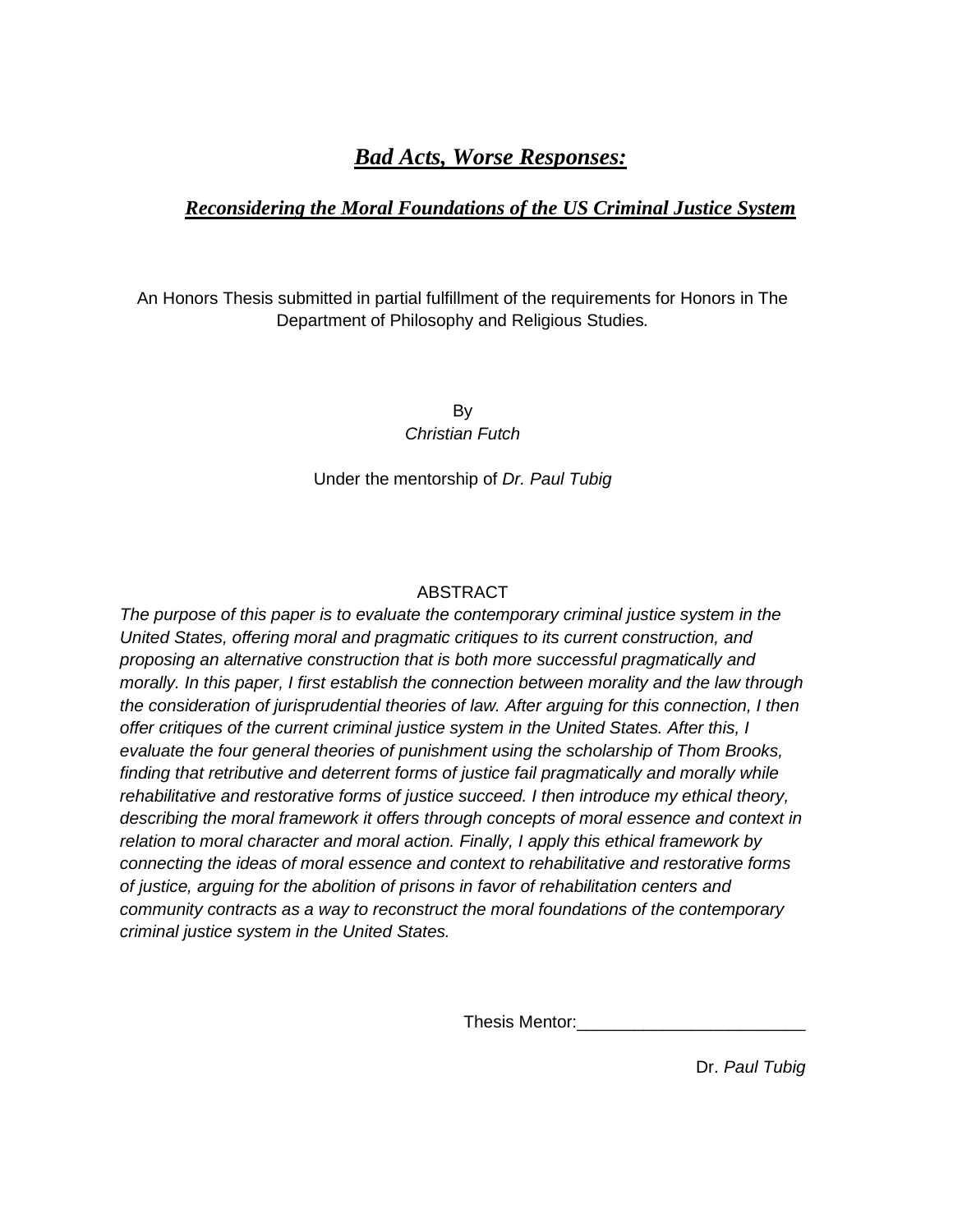# ***Bad Acts, Worse Responses:***

## ***Reconsidering the Moral Foundations of the US Criminal Justice System***

An Honors Thesis submitted in partial fulfillment of the requirements for Honors in The Department of Philosophy and Religious Studies.

By
*Christian Futch*

Under the mentorship of *Dr. Paul Tubig*

ABSTRACT

*The purpose of this paper is to evaluate the contemporary criminal justice system in the United States, offering moral and pragmatic critiques to its current construction, and proposing an alternative construction that is both more successful pragmatically and morally. In this paper, I first establish the connection between morality and the law through the consideration of jurisprudential theories of law. After arguing for this connection, I then offer critiques of the current criminal justice system in the United States. After this, I evaluate the four general theories of punishment using the scholarship of Thom Brooks, finding that retributive and deterrent forms of justice fail pragmatically and morally while rehabilitative and restorative forms of justice succeed. I then introduce my ethical theory, describing the moral framework it offers through concepts of moral essence and context in relation to moral character and moral action. Finally, I apply this ethical framework by connecting the ideas of moral essence and context to rehabilitative and restorative forms of justice, arguing for the abolition of prisons in favor of rehabilitation centers and community contracts as a way to reconstruct the moral foundations of the contemporary criminal justice system in the United States.*

Thesis Mentor:________________________

Dr. *Paul Tubig*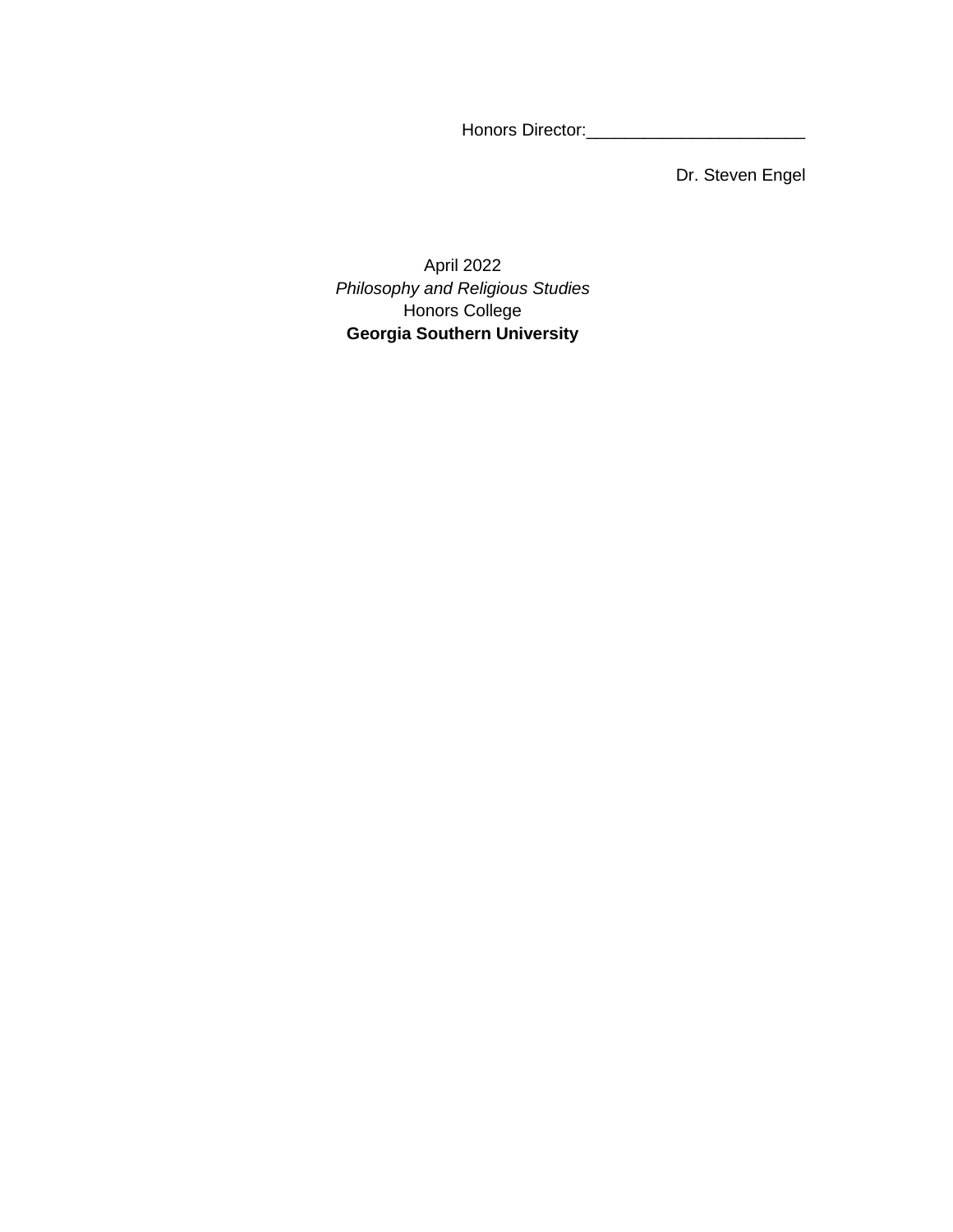Honors Director:_______________________

Dr. Steven Engel

April 2022

*Philosophy and Religious Studies*

Honors College

**Georgia Southern University**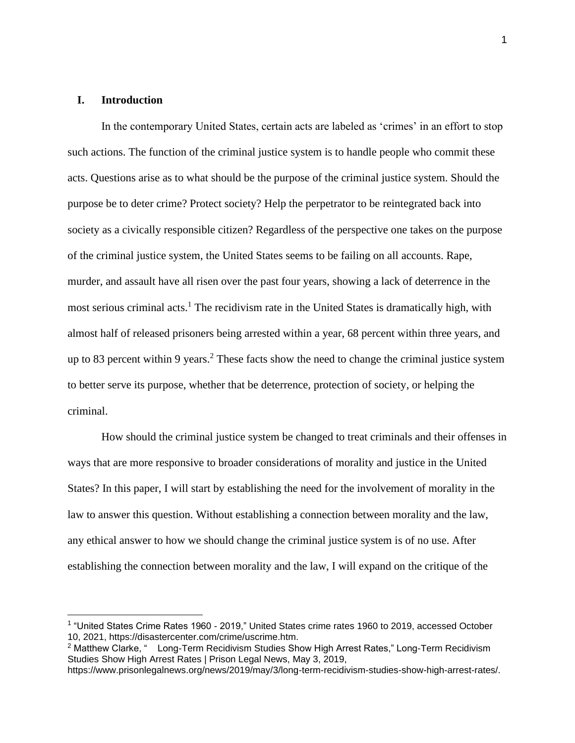## I. Introduction

In the contemporary United States, certain acts are labeled as 'crimes' in an effort to stop such actions. The function of the criminal justice system is to handle people who commit these acts. Questions arise as to what should be the purpose of the criminal justice system. Should the purpose be to deter crime? Protect society? Help the perpetrator to be reintegrated back into society as a civically responsible citizen? Regardless of the perspective one takes on the purpose of the criminal justice system, the United States seems to be failing on all accounts. Rape, murder, and assault have all risen over the past four years, showing a lack of deterrence in the most serious criminal acts.[1] The recidivism rate in the United States is dramatically high, with almost half of released prisoners being arrested within a year, 68 percent within three years, and up to 83 percent within 9 years.[2] These facts show the need to change the criminal justice system to better serve its purpose, whether that be deterrence, protection of society, or helping the criminal.

How should the criminal justice system be changed to treat criminals and their offenses in ways that are more responsive to broader considerations of morality and justice in the United States? In this paper, I will start by establishing the need for the involvement of morality in the law to answer this question. Without establishing a connection between morality and the law, any ethical answer to how we should change the criminal justice system is of no use. After establishing the connection between morality and the law, I will expand on the critique of the

---

[1] "United States Crime Rates 1960 - 2019," United States crime rates 1960 to 2019, accessed October 10, 2021, https://disastercenter.com/crime/uscrime.htm.

[2] Matthew Clarke, " Long-Term Recidivism Studies Show High Arrest Rates," Long-Term Recidivism Studies Show High Arrest Rates | Prison Legal News, May 3, 2019, https://www.prisonlegalnews.org/news/2019/may/3/long-term-recidivism-studies-show-high-arrest-rates/.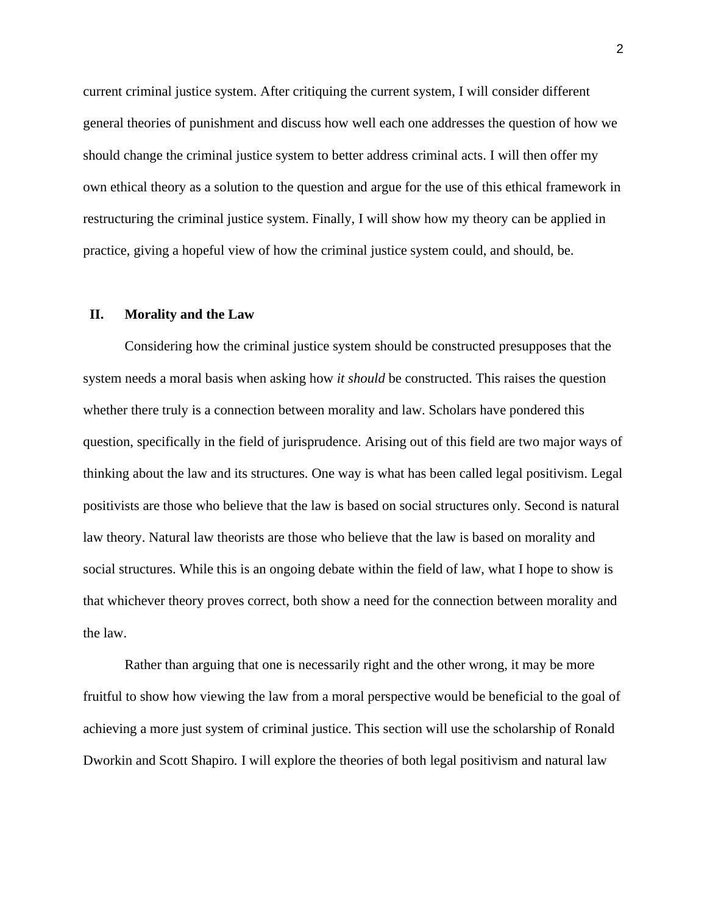current criminal justice system. After critiquing the current system, I will consider different general theories of punishment and discuss how well each one addresses the question of how we should change the criminal justice system to better address criminal acts. I will then offer my own ethical theory as a solution to the question and argue for the use of this ethical framework in restructuring the criminal justice system. Finally, I will show how my theory can be applied in practice, giving a hopeful view of how the criminal justice system could, and should, be.

## II. Morality and the Law

Considering how the criminal justice system should be constructed presupposes that the system needs a moral basis when asking how *it should* be constructed. This raises the question whether there truly is a connection between morality and law. Scholars have pondered this question, specifically in the field of jurisprudence. Arising out of this field are two major ways of thinking about the law and its structures. One way is what has been called legal positivism. Legal positivists are those who believe that the law is based on social structures only. Second is natural law theory. Natural law theorists are those who believe that the law is based on morality and social structures. While this is an ongoing debate within the field of law, what I hope to show is that whichever theory proves correct, both show a need for the connection between morality and the law.

Rather than arguing that one is necessarily right and the other wrong, it may be more fruitful to show how viewing the law from a moral perspective would be beneficial to the goal of achieving a more just system of criminal justice. This section will use the scholarship of Ronald Dworkin and Scott Shapiro. I will explore the theories of both legal positivism and natural law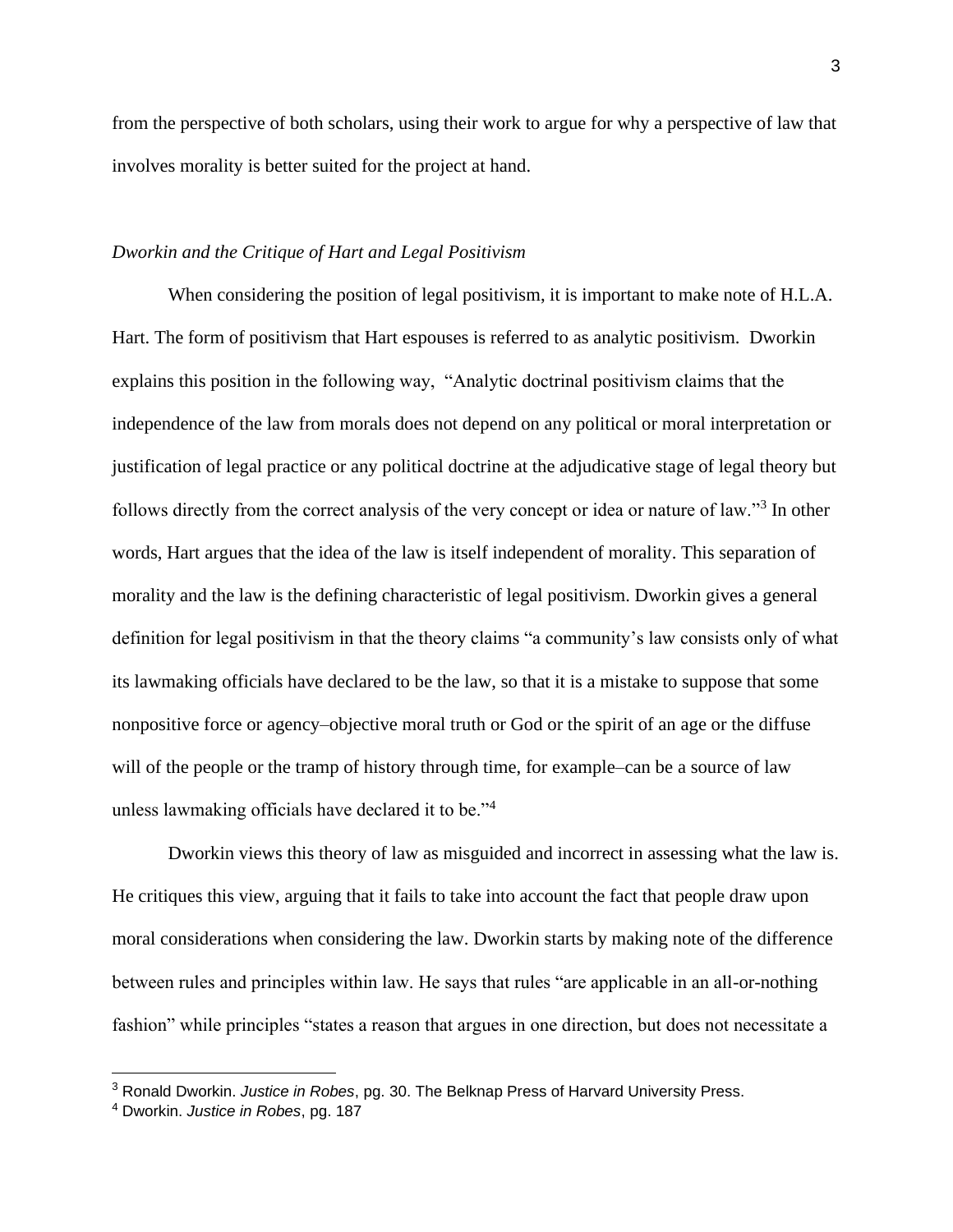from the perspective of both scholars, using their work to argue for why a perspective of law that involves morality is better suited for the project at hand.

### *Dworkin and the Critique of Hart and Legal Positivism*

When considering the position of legal positivism, it is important to make note of H.L.A. Hart. The form of positivism that Hart espouses is referred to as analytic positivism. Dworkin explains this position in the following way, "Analytic doctrinal positivism claims that the independence of the law from morals does not depend on any political or moral interpretation or justification of legal practice or any political doctrine at the adjudicative stage of legal theory but follows directly from the correct analysis of the very concept or idea or nature of law."[3] In other words, Hart argues that the idea of the law is itself independent of morality. This separation of morality and the law is the defining characteristic of legal positivism. Dworkin gives a general definition for legal positivism in that the theory claims "a community's law consists only of what its lawmaking officials have declared to be the law, so that it is a mistake to suppose that some nonpositive force or agency–objective moral truth or God or the spirit of an age or the diffuse will of the people or the tramp of history through time, for example–can be a source of law unless lawmaking officials have declared it to be."[4]

Dworkin views this theory of law as misguided and incorrect in assessing what the law is. He critiques this view, arguing that it fails to take into account the fact that people draw upon moral considerations when considering the law. Dworkin starts by making note of the difference between rules and principles within law. He says that rules "are applicable in an all-or-nothing fashion" while principles "states a reason that argues in one direction, but does not necessitate a

---

[3] Ronald Dworkin. *Justice in Robes*, pg. 30. The Belknap Press of Harvard University Press.

[4] Dworkin. *Justice in Robes*, pg. 187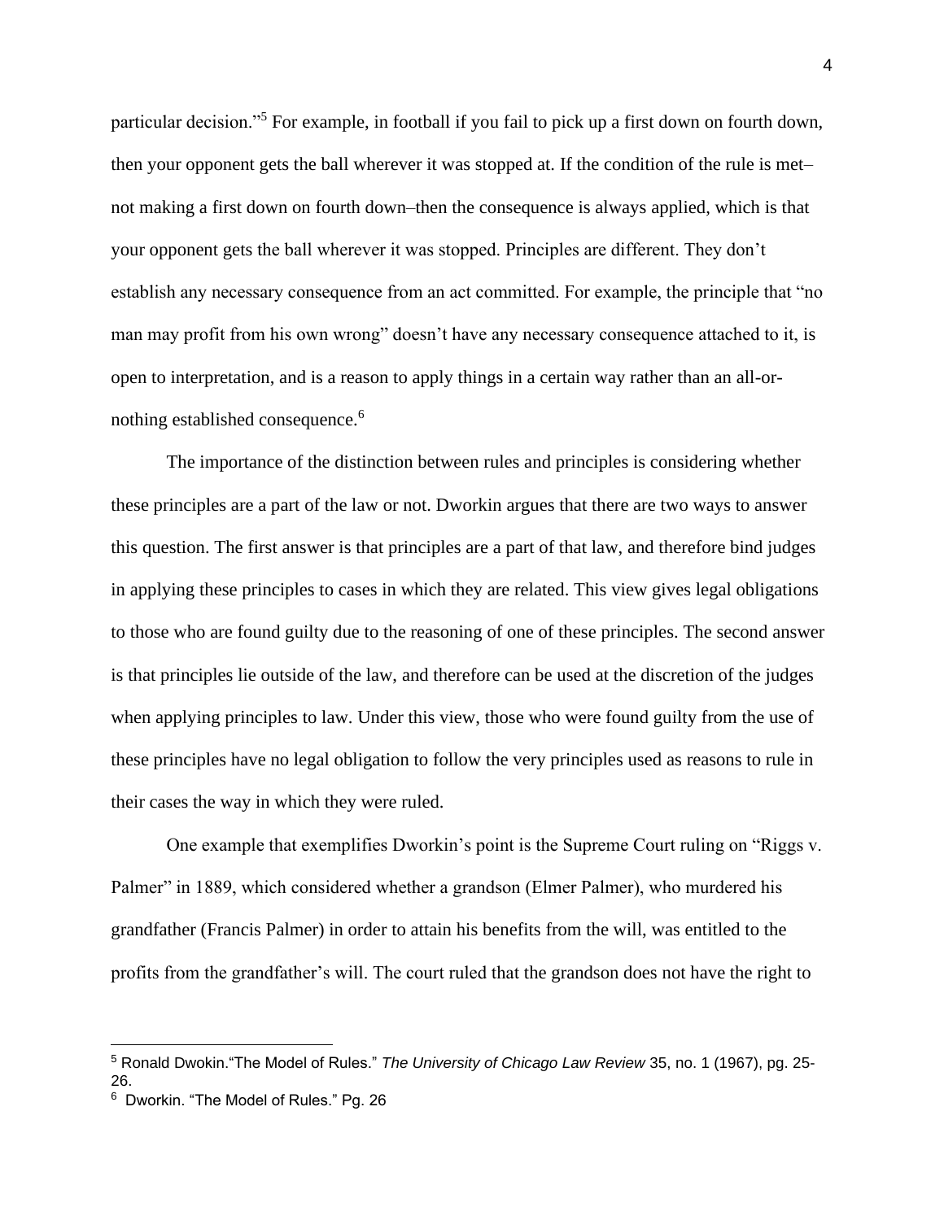particular decision."[5] For example, in football if you fail to pick up a first down on fourth down, then your opponent gets the ball wherever it was stopped at. If the condition of the rule is met–not making a first down on fourth down–then the consequence is always applied, which is that your opponent gets the ball wherever it was stopped. Principles are different. They don't establish any necessary consequence from an act committed. For example, the principle that "no man may profit from his own wrong" doesn't have any necessary consequence attached to it, is open to interpretation, and is a reason to apply things in a certain way rather than an all-or-nothing established consequence.[6]

The importance of the distinction between rules and principles is considering whether these principles are a part of the law or not. Dworkin argues that there are two ways to answer this question. The first answer is that principles are a part of that law, and therefore bind judges in applying these principles to cases in which they are related. This view gives legal obligations to those who are found guilty due to the reasoning of one of these principles. The second answer is that principles lie outside of the law, and therefore can be used at the discretion of the judges when applying principles to law. Under this view, those who were found guilty from the use of these principles have no legal obligation to follow the very principles used as reasons to rule in their cases the way in which they were ruled.

One example that exemplifies Dworkin's point is the Supreme Court ruling on "Riggs v. Palmer" in 1889, which considered whether a grandson (Elmer Palmer), who murdered his grandfather (Francis Palmer) in order to attain his benefits from the will, was entitled to the profits from the grandfather's will. The court ruled that the grandson does not have the right to

---

[5] Ronald Dworkin."The Model of Rules." *The University of Chicago Law Review* 35, no. 1 (1967), pg. 25-26.

[6] Dworkin. "The Model of Rules." Pg. 26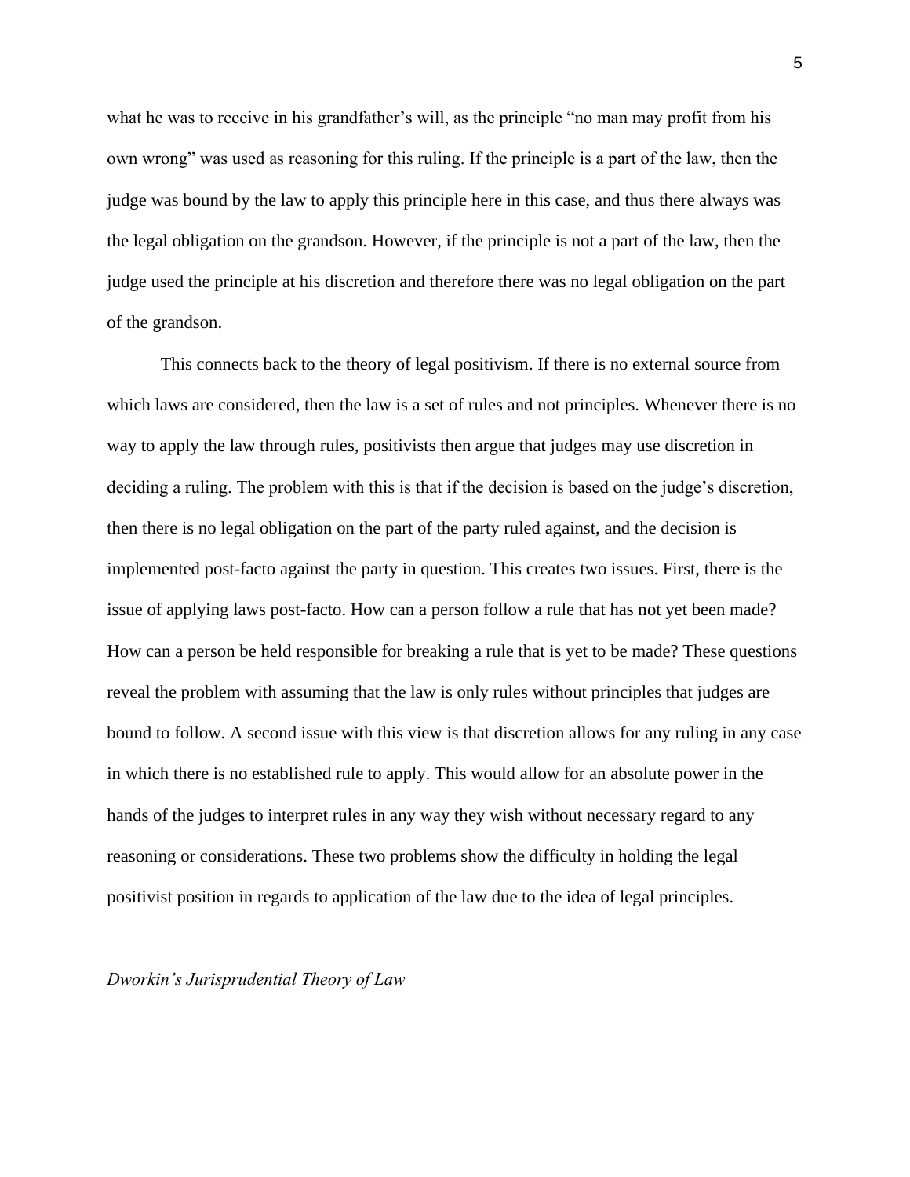what he was to receive in his grandfather's will, as the principle "no man may profit from his own wrong" was used as reasoning for this ruling. If the principle is a part of the law, then the judge was bound by the law to apply this principle here in this case, and thus there always was the legal obligation on the grandson. However, if the principle is not a part of the law, then the judge used the principle at his discretion and therefore there was no legal obligation on the part of the grandson.

This connects back to the theory of legal positivism. If there is no external source from which laws are considered, then the law is a set of rules and not principles. Whenever there is no way to apply the law through rules, positivists then argue that judges may use discretion in deciding a ruling. The problem with this is that if the decision is based on the judge's discretion, then there is no legal obligation on the part of the party ruled against, and the decision is implemented post-facto against the party in question. This creates two issues. First, there is the issue of applying laws post-facto. How can a person follow a rule that has not yet been made? How can a person be held responsible for breaking a rule that is yet to be made? These questions reveal the problem with assuming that the law is only rules without principles that judges are bound to follow. A second issue with this view is that discretion allows for any ruling in any case in which there is no established rule to apply. This would allow for an absolute power in the hands of the judges to interpret rules in any way they wish without necessary regard to any reasoning or considerations. These two problems show the difficulty in holding the legal positivist position in regards to application of the law due to the idea of legal principles.

*Dworkin's Jurisprudential Theory of Law*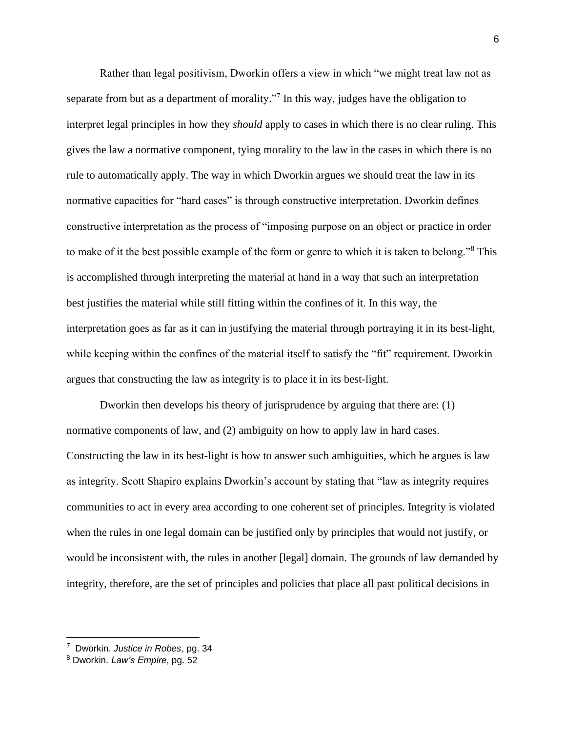Rather than legal positivism, Dworkin offers a view in which "we might treat law not as separate from but as a department of morality."[7] In this way, judges have the obligation to interpret legal principles in how they *should* apply to cases in which there is no clear ruling. This gives the law a normative component, tying morality to the law in the cases in which there is no rule to automatically apply. The way in which Dworkin argues we should treat the law in its normative capacities for "hard cases" is through constructive interpretation. Dworkin defines constructive interpretation as the process of "imposing purpose on an object or practice in order to make of it the best possible example of the form or genre to which it is taken to belong."[8] This is accomplished through interpreting the material at hand in a way that such an interpretation best justifies the material while still fitting within the confines of it. In this way, the interpretation goes as far as it can in justifying the material through portraying it in its best-light, while keeping within the confines of the material itself to satisfy the "fit" requirement. Dworkin argues that constructing the law as integrity is to place it in its best-light.

Dworkin then develops his theory of jurisprudence by arguing that there are: (1) normative components of law, and (2) ambiguity on how to apply law in hard cases. Constructing the law in its best-light is how to answer such ambiguities, which he argues is law as integrity. Scott Shapiro explains Dworkin's account by stating that "law as integrity requires communities to act in every area according to one coherent set of principles. Integrity is violated when the rules in one legal domain can be justified only by principles that would not justify, or would be inconsistent with, the rules in another [legal] domain. The grounds of law demanded by integrity, therefore, are the set of principles and policies that place all past political decisions in

---

[7] Dworkin. *Justice in Robes*, pg. 34

[8] Dworkin. *Law's Empire*, pg. 52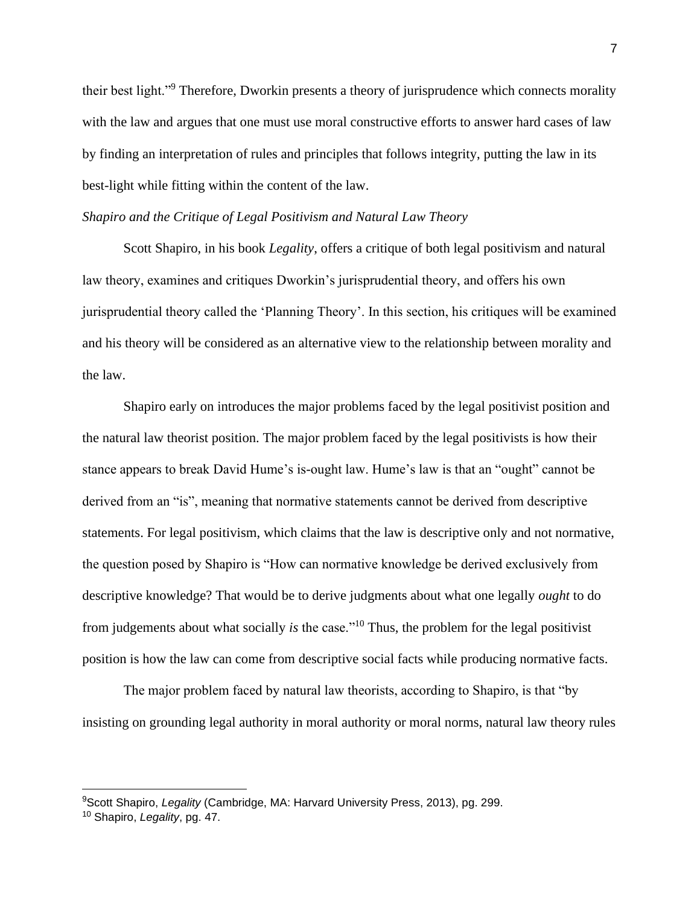their best light."[9] Therefore, Dworkin presents a theory of jurisprudence which connects morality with the law and argues that one must use moral constructive efforts to answer hard cases of law by finding an interpretation of rules and principles that follows integrity, putting the law in its best-light while fitting within the content of the law.

*Shapiro and the Critique of Legal Positivism and Natural Law Theory*

Scott Shapiro, in his book *Legality*, offers a critique of both legal positivism and natural law theory, examines and critiques Dworkin's jurisprudential theory, and offers his own jurisprudential theory called the 'Planning Theory'. In this section, his critiques will be examined and his theory will be considered as an alternative view to the relationship between morality and the law.

Shapiro early on introduces the major problems faced by the legal positivist position and the natural law theorist position. The major problem faced by the legal positivists is how their stance appears to break David Hume's is-ought law. Hume's law is that an "ought" cannot be derived from an "is", meaning that normative statements cannot be derived from descriptive statements. For legal positivism, which claims that the law is descriptive only and not normative, the question posed by Shapiro is "How can normative knowledge be derived exclusively from descriptive knowledge? That would be to derive judgments about what one legally *ought* to do from judgements about what socially *is* the case."[10] Thus, the problem for the legal positivist position is how the law can come from descriptive social facts while producing normative facts.

The major problem faced by natural law theorists, according to Shapiro, is that "by insisting on grounding legal authority in moral authority or moral norms, natural law theory rules

---

[9]Scott Shapiro, *Legality* (Cambridge, MA: Harvard University Press, 2013), pg. 299.

[10] Shapiro, *Legality*, pg. 47.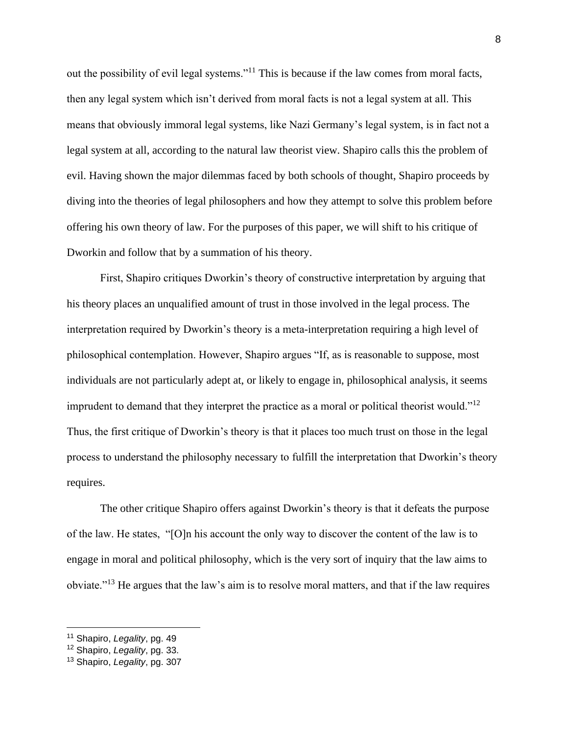out the possibility of evil legal systems."[11] This is because if the law comes from moral facts, then any legal system which isn't derived from moral facts is not a legal system at all. This means that obviously immoral legal systems, like Nazi Germany's legal system, is in fact not a legal system at all, according to the natural law theorist view. Shapiro calls this the problem of evil. Having shown the major dilemmas faced by both schools of thought, Shapiro proceeds by diving into the theories of legal philosophers and how they attempt to solve this problem before offering his own theory of law. For the purposes of this paper, we will shift to his critique of Dworkin and follow that by a summation of his theory.

First, Shapiro critiques Dworkin's theory of constructive interpretation by arguing that his theory places an unqualified amount of trust in those involved in the legal process. The interpretation required by Dworkin's theory is a meta-interpretation requiring a high level of philosophical contemplation. However, Shapiro argues "If, as is reasonable to suppose, most individuals are not particularly adept at, or likely to engage in, philosophical analysis, it seems imprudent to demand that they interpret the practice as a moral or political theorist would."[12] Thus, the first critique of Dworkin's theory is that it places too much trust on those in the legal process to understand the philosophy necessary to fulfill the interpretation that Dworkin's theory requires.

The other critique Shapiro offers against Dworkin's theory is that it defeats the purpose of the law. He states, "[O]n his account the only way to discover the content of the law is to engage in moral and political philosophy, which is the very sort of inquiry that the law aims to obviate."[13] He argues that the law's aim is to resolve moral matters, and that if the law requires

---

[11] Shapiro, *Legality*, pg. 49

[12] Shapiro, *Legality*, pg. 33.

[13] Shapiro, *Legality*, pg. 307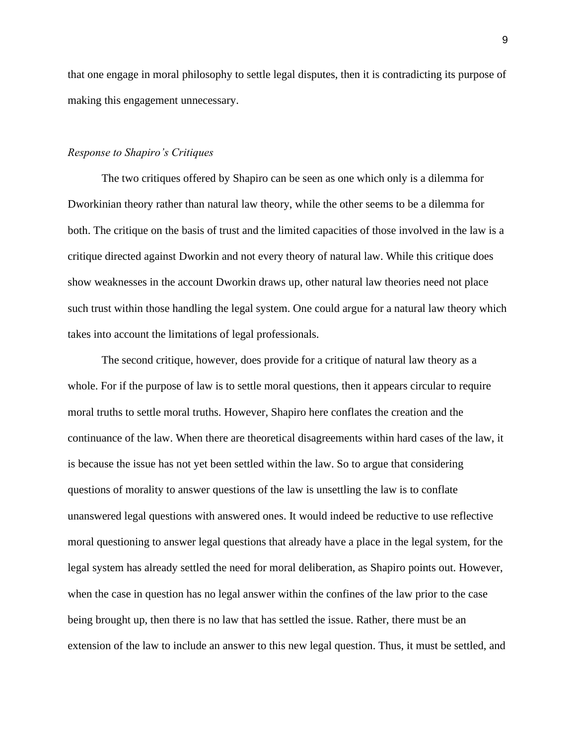that one engage in moral philosophy to settle legal disputes, then it is contradicting its purpose of making this engagement unnecessary.

*Response to Shapiro's Critiques*

The two critiques offered by Shapiro can be seen as one which only is a dilemma for Dworkinian theory rather than natural law theory, while the other seems to be a dilemma for both. The critique on the basis of trust and the limited capacities of those involved in the law is a critique directed against Dworkin and not every theory of natural law. While this critique does show weaknesses in the account Dworkin draws up, other natural law theories need not place such trust within those handling the legal system. One could argue for a natural law theory which takes into account the limitations of legal professionals.

The second critique, however, does provide for a critique of natural law theory as a whole. For if the purpose of law is to settle moral questions, then it appears circular to require moral truths to settle moral truths. However, Shapiro here conflates the creation and the continuance of the law. When there are theoretical disagreements within hard cases of the law, it is because the issue has not yet been settled within the law. So to argue that considering questions of morality to answer questions of the law is unsettling the law is to conflate unanswered legal questions with answered ones. It would indeed be reductive to use reflective moral questioning to answer legal questions that already have a place in the legal system, for the legal system has already settled the need for moral deliberation, as Shapiro points out. However, when the case in question has no legal answer within the confines of the law prior to the case being brought up, then there is no law that has settled the issue. Rather, there must be an extension of the law to include an answer to this new legal question. Thus, it must be settled, and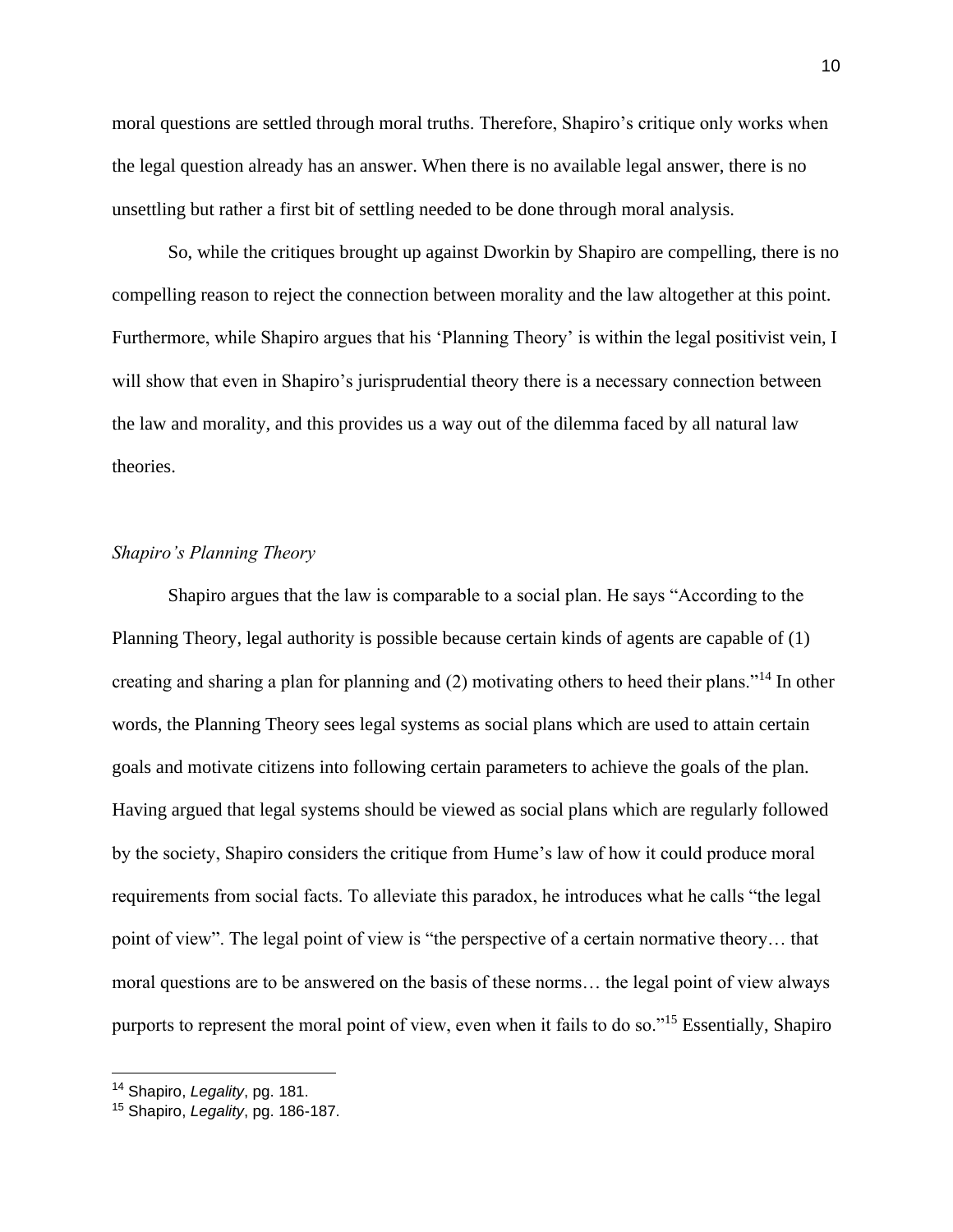moral questions are settled through moral truths. Therefore, Shapiro's critique only works when the legal question already has an answer. When there is no available legal answer, there is no unsettling but rather a first bit of settling needed to be done through moral analysis.

So, while the critiques brought up against Dworkin by Shapiro are compelling, there is no compelling reason to reject the connection between morality and the law altogether at this point. Furthermore, while Shapiro argues that his 'Planning Theory' is within the legal positivist vein, I will show that even in Shapiro's jurisprudential theory there is a necessary connection between the law and morality, and this provides us a way out of the dilemma faced by all natural law theories.

### *Shapiro's Planning Theory*

Shapiro argues that the law is comparable to a social plan. He says "According to the Planning Theory, legal authority is possible because certain kinds of agents are capable of (1) creating and sharing a plan for planning and (2) motivating others to heed their plans."[14] In other words, the Planning Theory sees legal systems as social plans which are used to attain certain goals and motivate citizens into following certain parameters to achieve the goals of the plan. Having argued that legal systems should be viewed as social plans which are regularly followed by the society, Shapiro considers the critique from Hume's law of how it could produce moral requirements from social facts. To alleviate this paradox, he introduces what he calls "the legal point of view". The legal point of view is "the perspective of a certain normative theory… that moral questions are to be answered on the basis of these norms… the legal point of view always purports to represent the moral point of view, even when it fails to do so."[15] Essentially, Shapiro

---

[14] Shapiro, *Legality*, pg. 181.

[15] Shapiro, *Legality*, pg. 186-187.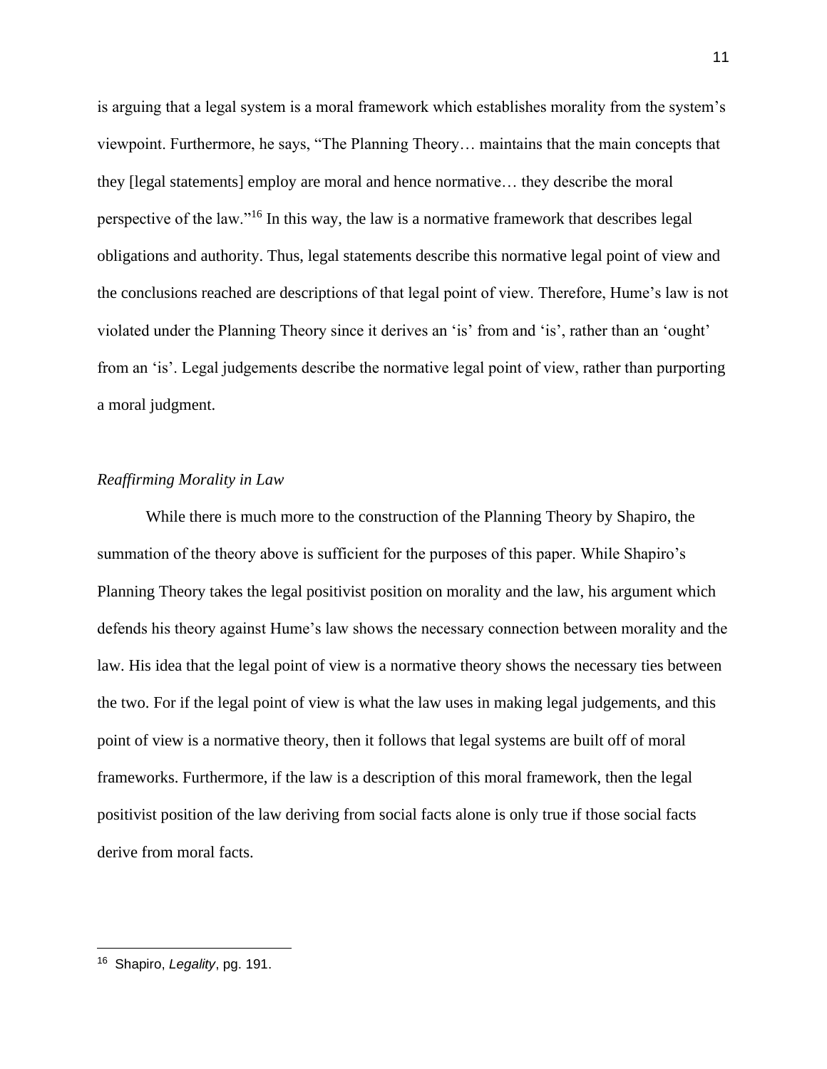is arguing that a legal system is a moral framework which establishes morality from the system's viewpoint. Furthermore, he says, "The Planning Theory… maintains that the main concepts that they [legal statements] employ are moral and hence normative… they describe the moral perspective of the law."[16] In this way, the law is a normative framework that describes legal obligations and authority. Thus, legal statements describe this normative legal point of view and the conclusions reached are descriptions of that legal point of view. Therefore, Hume's law is not violated under the Planning Theory since it derives an 'is' from and 'is', rather than an 'ought' from an 'is'. Legal judgements describe the normative legal point of view, rather than purporting a moral judgment.

*Reaffirming Morality in Law*

While there is much more to the construction of the Planning Theory by Shapiro, the summation of the theory above is sufficient for the purposes of this paper. While Shapiro's Planning Theory takes the legal positivist position on morality and the law, his argument which defends his theory against Hume's law shows the necessary connection between morality and the law. His idea that the legal point of view is a normative theory shows the necessary ties between the two. For if the legal point of view is what the law uses in making legal judgements, and this point of view is a normative theory, then it follows that legal systems are built off of moral frameworks. Furthermore, if the law is a description of this moral framework, then the legal positivist position of the law deriving from social facts alone is only true if those social facts derive from moral facts.

---

[16] Shapiro, *Legality*, pg. 191.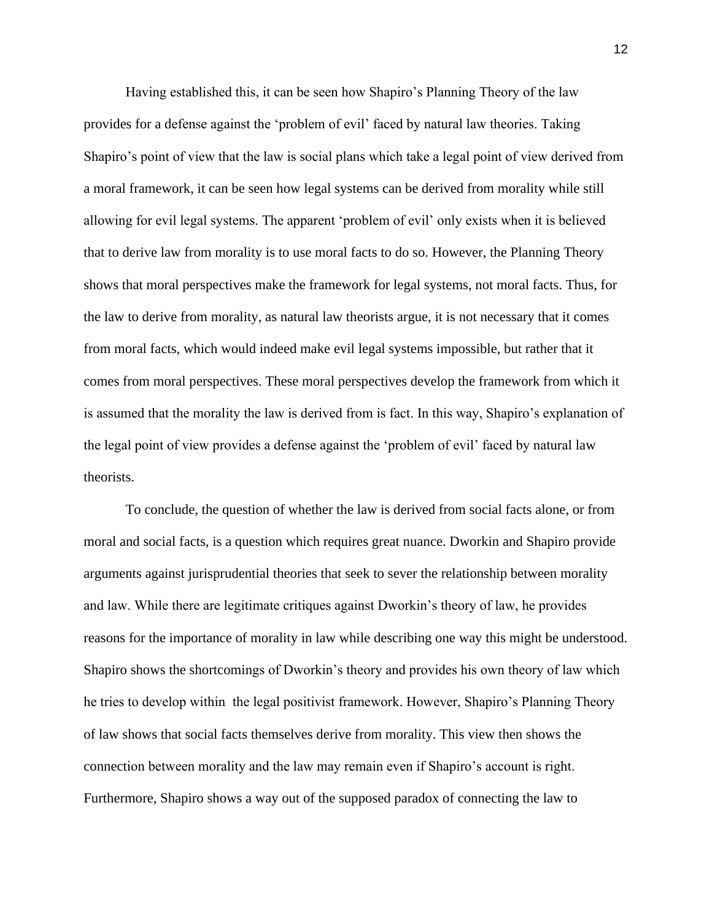Having established this, it can be seen how Shapiro's Planning Theory of the law provides for a defense against the 'problem of evil' faced by natural law theories. Taking Shapiro's point of view that the law is social plans which take a legal point of view derived from a moral framework, it can be seen how legal systems can be derived from morality while still allowing for evil legal systems. The apparent 'problem of evil' only exists when it is believed that to derive law from morality is to use moral facts to do so. However, the Planning Theory shows that moral perspectives make the framework for legal systems, not moral facts. Thus, for the law to derive from morality, as natural law theorists argue, it is not necessary that it comes from moral facts, which would indeed make evil legal systems impossible, but rather that it comes from moral perspectives. These moral perspectives develop the framework from which it is assumed that the morality the law is derived from is fact. In this way, Shapiro's explanation of the legal point of view provides a defense against the 'problem of evil' faced by natural law theorists.

To conclude, the question of whether the law is derived from social facts alone, or from moral and social facts, is a question which requires great nuance. Dworkin and Shapiro provide arguments against jurisprudential theories that seek to sever the relationship between morality and law. While there are legitimate critiques against Dworkin's theory of law, he provides reasons for the importance of morality in law while describing one way this might be understood. Shapiro shows the shortcomings of Dworkin's theory and provides his own theory of law which he tries to develop within the legal positivist framework. However, Shapiro's Planning Theory of law shows that social facts themselves derive from morality. This view then shows the connection between morality and the law may remain even if Shapiro's account is right. Furthermore, Shapiro shows a way out of the supposed paradox of connecting the law to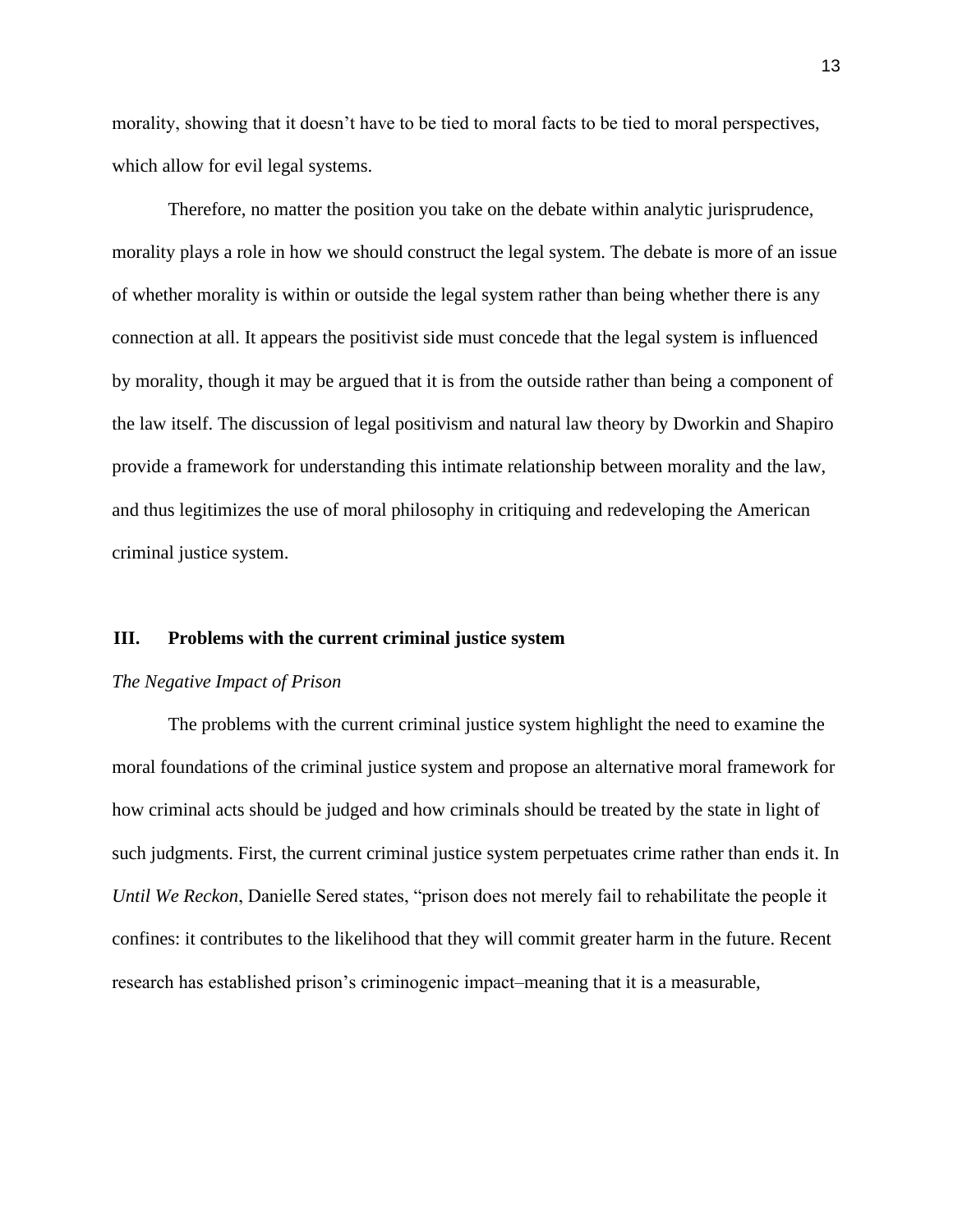morality, showing that it doesn't have to be tied to moral facts to be tied to moral perspectives, which allow for evil legal systems.

Therefore, no matter the position you take on the debate within analytic jurisprudence, morality plays a role in how we should construct the legal system. The debate is more of an issue of whether morality is within or outside the legal system rather than being whether there is any connection at all. It appears the positivist side must concede that the legal system is influenced by morality, though it may be argued that it is from the outside rather than being a component of the law itself. The discussion of legal positivism and natural law theory by Dworkin and Shapiro provide a framework for understanding this intimate relationship between morality and the law, and thus legitimizes the use of moral philosophy in critiquing and redeveloping the American criminal justice system.

## III. Problems with the current criminal justice system

*The Negative Impact of Prison*

The problems with the current criminal justice system highlight the need to examine the moral foundations of the criminal justice system and propose an alternative moral framework for how criminal acts should be judged and how criminals should be treated by the state in light of such judgments. First, the current criminal justice system perpetuates crime rather than ends it. In *Until We Reckon*, Danielle Sered states, "prison does not merely fail to rehabilitate the people it confines: it contributes to the likelihood that they will commit greater harm in the future. Recent research has established prison's criminogenic impact–meaning that it is a measurable,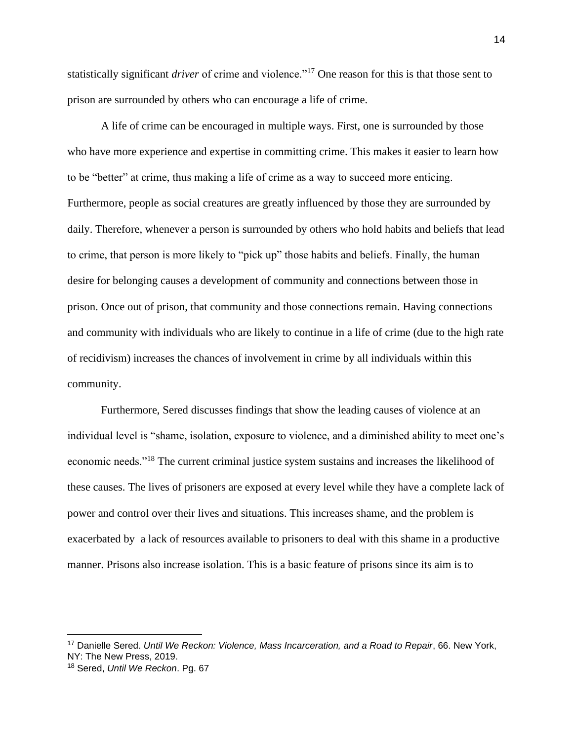statistically significant *driver* of crime and violence."[17] One reason for this is that those sent to prison are surrounded by others who can encourage a life of crime.

A life of crime can be encouraged in multiple ways. First, one is surrounded by those who have more experience and expertise in committing crime. This makes it easier to learn how to be "better" at crime, thus making a life of crime as a way to succeed more enticing. Furthermore, people as social creatures are greatly influenced by those they are surrounded by daily. Therefore, whenever a person is surrounded by others who hold habits and beliefs that lead to crime, that person is more likely to "pick up" those habits and beliefs. Finally, the human desire for belonging causes a development of community and connections between those in prison. Once out of prison, that community and those connections remain. Having connections and community with individuals who are likely to continue in a life of crime (due to the high rate of recidivism) increases the chances of involvement in crime by all individuals within this community.

Furthermore, Sered discusses findings that show the leading causes of violence at an individual level is "shame, isolation, exposure to violence, and a diminished ability to meet one's economic needs."[18] The current criminal justice system sustains and increases the likelihood of these causes. The lives of prisoners are exposed at every level while they have a complete lack of power and control over their lives and situations. This increases shame, and the problem is exacerbated by a lack of resources available to prisoners to deal with this shame in a productive manner. Prisons also increase isolation. This is a basic feature of prisons since its aim is to

---

[17] Danielle Sered. *Until We Reckon: Violence, Mass Incarceration, and a Road to Repair*, 66. New York, NY: The New Press, 2019.

[18] Sered, *Until We Reckon*. Pg. 67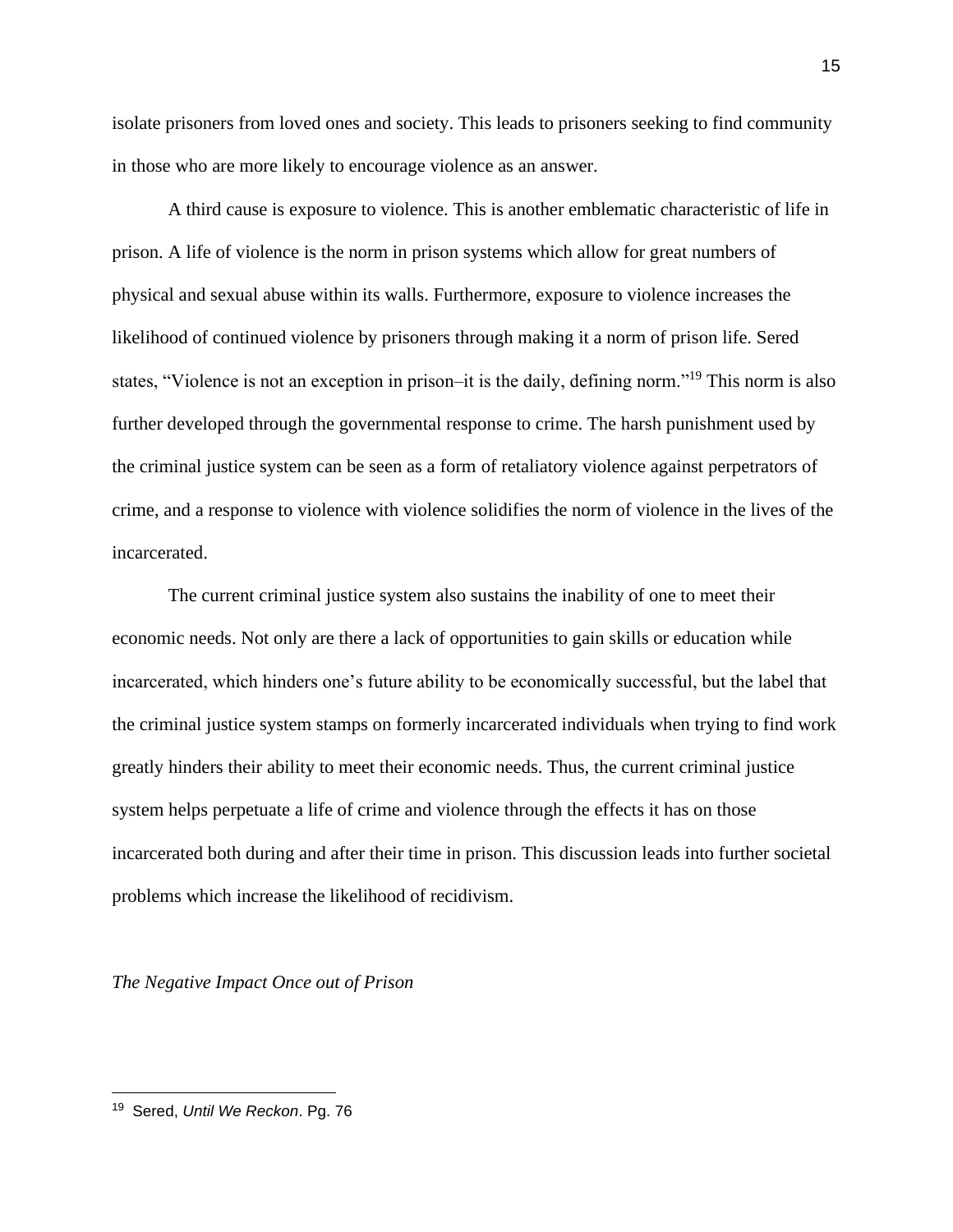isolate prisoners from loved ones and society. This leads to prisoners seeking to find community in those who are more likely to encourage violence as an answer.

A third cause is exposure to violence. This is another emblematic characteristic of life in prison. A life of violence is the norm in prison systems which allow for great numbers of physical and sexual abuse within its walls. Furthermore, exposure to violence increases the likelihood of continued violence by prisoners through making it a norm of prison life. Sered states, "Violence is not an exception in prison–it is the daily, defining norm."[19] This norm is also further developed through the governmental response to crime. The harsh punishment used by the criminal justice system can be seen as a form of retaliatory violence against perpetrators of crime, and a response to violence with violence solidifies the norm of violence in the lives of the incarcerated.

The current criminal justice system also sustains the inability of one to meet their economic needs. Not only are there a lack of opportunities to gain skills or education while incarcerated, which hinders one's future ability to be economically successful, but the label that the criminal justice system stamps on formerly incarcerated individuals when trying to find work greatly hinders their ability to meet their economic needs. Thus, the current criminal justice system helps perpetuate a life of crime and violence through the effects it has on those incarcerated both during and after their time in prison. This discussion leads into further societal problems which increase the likelihood of recidivism.

*The Negative Impact Once out of Prison*

---

[19] Sered, *Until We Reckon*. Pg. 76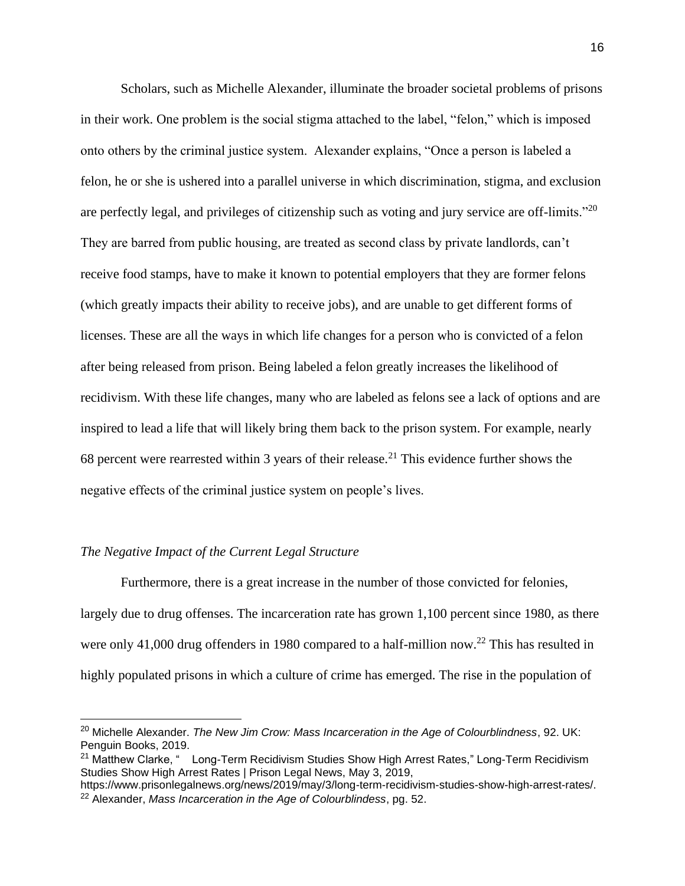Scholars, such as Michelle Alexander, illuminate the broader societal problems of prisons in their work. One problem is the social stigma attached to the label, "felon," which is imposed onto others by the criminal justice system. Alexander explains, "Once a person is labeled a felon, he or she is ushered into a parallel universe in which discrimination, stigma, and exclusion are perfectly legal, and privileges of citizenship such as voting and jury service are off-limits."[20] They are barred from public housing, are treated as second class by private landlords, can't receive food stamps, have to make it known to potential employers that they are former felons (which greatly impacts their ability to receive jobs), and are unable to get different forms of licenses. These are all the ways in which life changes for a person who is convicted of a felon after being released from prison. Being labeled a felon greatly increases the likelihood of recidivism. With these life changes, many who are labeled as felons see a lack of options and are inspired to lead a life that will likely bring them back to the prison system. For example, nearly 68 percent were rearrested within 3 years of their release.[21] This evidence further shows the negative effects of the criminal justice system on people's lives.

*The Negative Impact of the Current Legal Structure*

Furthermore, there is a great increase in the number of those convicted for felonies, largely due to drug offenses. The incarceration rate has grown 1,100 percent since 1980, as there were only 41,000 drug offenders in 1980 compared to a half-million now.[22] This has resulted in highly populated prisons in which a culture of crime has emerged. The rise in the population of

---

[20] Michelle Alexander. *The New Jim Crow: Mass Incarceration in the Age of Colourblindness*, 92. UK: Penguin Books, 2019.

[21] Matthew Clarke, " Long-Term Recidivism Studies Show High Arrest Rates," Long-Term Recidivism Studies Show High Arrest Rates | Prison Legal News, May 3, 2019, https://www.prisonlegalnews.org/news/2019/may/3/long-term-recidivism-studies-show-high-arrest-rates/.

[22] Alexander, *Mass Incarceration in the Age of Colourblindess*, pg. 52.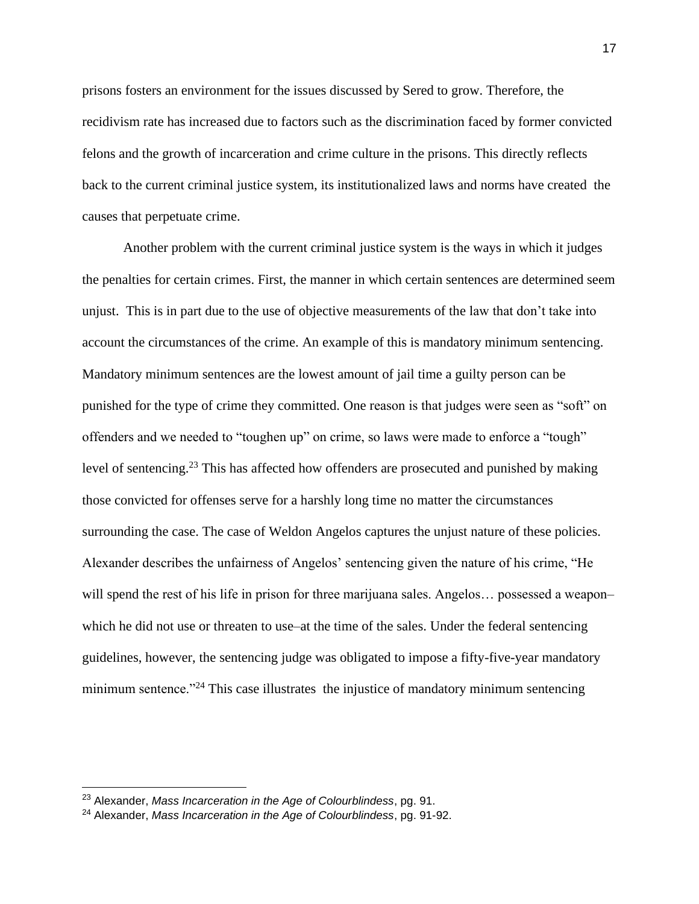prisons fosters an environment for the issues discussed by Sered to grow. Therefore, the recidivism rate has increased due to factors such as the discrimination faced by former convicted felons and the growth of incarceration and crime culture in the prisons. This directly reflects back to the current criminal justice system, its institutionalized laws and norms have created the causes that perpetuate crime.

Another problem with the current criminal justice system is the ways in which it judges the penalties for certain crimes. First, the manner in which certain sentences are determined seem unjust. This is in part due to the use of objective measurements of the law that don't take into account the circumstances of the crime. An example of this is mandatory minimum sentencing. Mandatory minimum sentences are the lowest amount of jail time a guilty person can be punished for the type of crime they committed. One reason is that judges were seen as "soft" on offenders and we needed to "toughen up" on crime, so laws were made to enforce a "tough" level of sentencing.[23] This has affected how offenders are prosecuted and punished by making those convicted for offenses serve for a harshly long time no matter the circumstances surrounding the case. The case of Weldon Angelos captures the unjust nature of these policies. Alexander describes the unfairness of Angelos' sentencing given the nature of his crime, "He will spend the rest of his life in prison for three marijuana sales. Angelos… possessed a weapon–which he did not use or threaten to use–at the time of the sales. Under the federal sentencing guidelines, however, the sentencing judge was obligated to impose a fifty-five-year mandatory minimum sentence."[24] This case illustrates the injustice of mandatory minimum sentencing

---

[23] Alexander, *Mass Incarceration in the Age of Colourblindess*, pg. 91.

[24] Alexander, *Mass Incarceration in the Age of Colourblindess*, pg. 91-92.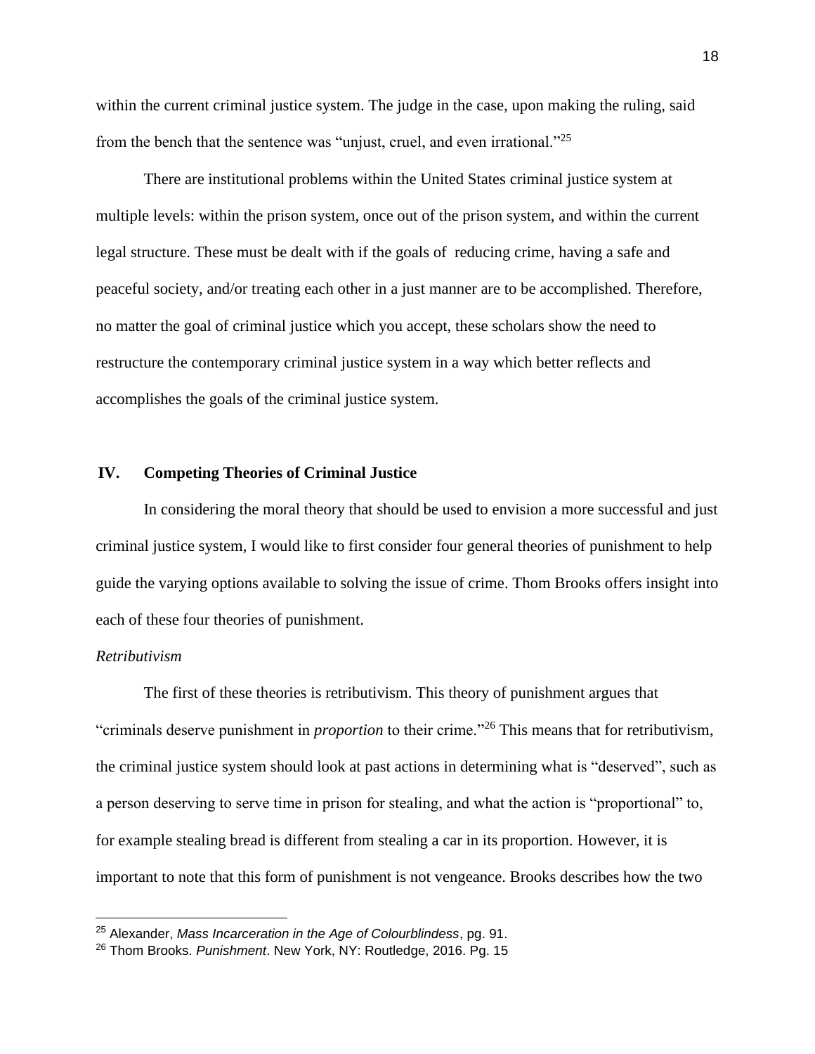within the current criminal justice system. The judge in the case, upon making the ruling, said from the bench that the sentence was “unjust, cruel, and even irrational.”[25]

There are institutional problems within the United States criminal justice system at multiple levels: within the prison system, once out of the prison system, and within the current legal structure. These must be dealt with if the goals of reducing crime, having a safe and peaceful society, and/or treating each other in a just manner are to be accomplished. Therefore, no matter the goal of criminal justice which you accept, these scholars show the need to restructure the contemporary criminal justice system in a way which better reflects and accomplishes the goals of the criminal justice system.

## IV. Competing Theories of Criminal Justice

In considering the moral theory that should be used to envision a more successful and just criminal justice system, I would like to first consider four general theories of punishment to help guide the varying options available to solving the issue of crime. Thom Brooks offers insight into each of these four theories of punishment.

*Retributivism*

The first of these theories is retributivism. This theory of punishment argues that “criminals deserve punishment in *proportion* to their crime.”[26] This means that for retributivism, the criminal justice system should look at past actions in determining what is “deserved”, such as a person deserving to serve time in prison for stealing, and what the action is “proportional” to, for example stealing bread is different from stealing a car in its proportion. However, it is important to note that this form of punishment is not vengeance. Brooks describes how the two

---

[25] Alexander, *Mass Incarceration in the Age of Colourblindess*, pg. 91.

[26] Thom Brooks. *Punishment*. New York, NY: Routledge, 2016. Pg. 15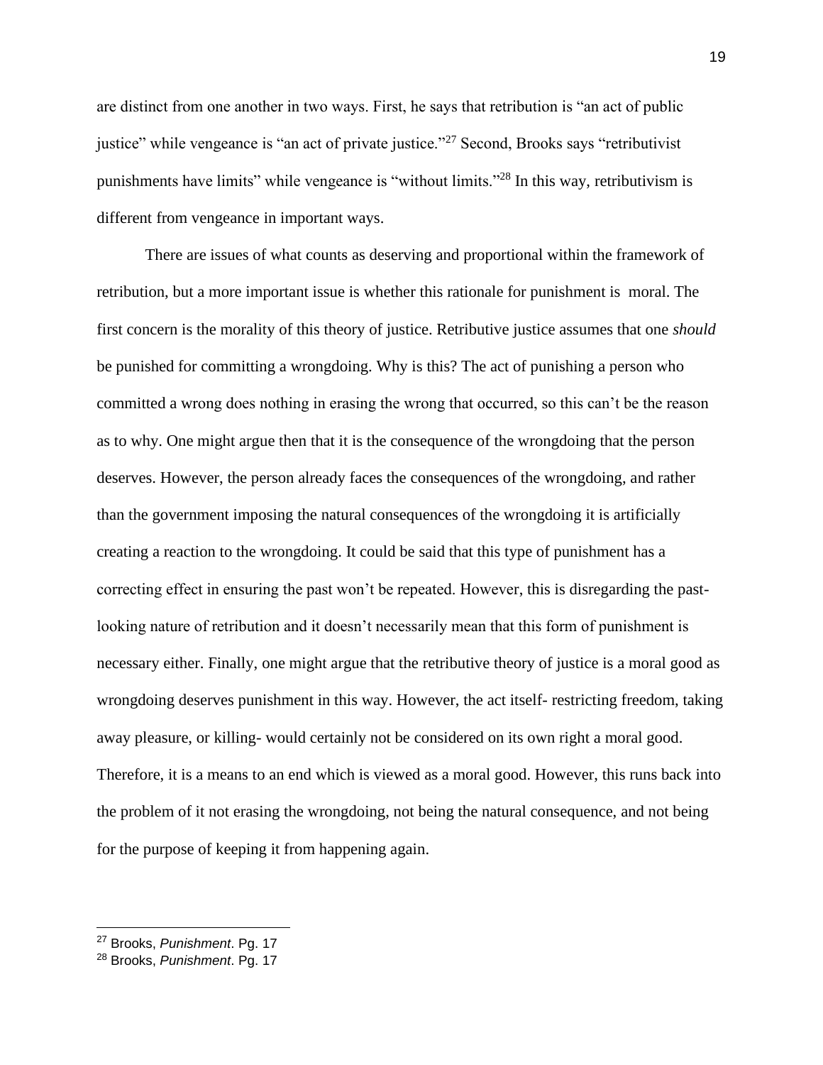are distinct from one another in two ways. First, he says that retribution is "an act of public justice" while vengeance is "an act of private justice."[27] Second, Brooks says "retributivist punishments have limits" while vengeance is "without limits."[28] In this way, retributivism is different from vengeance in important ways.

There are issues of what counts as deserving and proportional within the framework of retribution, but a more important issue is whether this rationale for punishment is  moral. The first concern is the morality of this theory of justice. Retributive justice assumes that one *should* be punished for committing a wrongdoing. Why is this? The act of punishing a person who committed a wrong does nothing in erasing the wrong that occurred, so this can't be the reason as to why. One might argue then that it is the consequence of the wrongdoing that the person deserves. However, the person already faces the consequences of the wrongdoing, and rather than the government imposing the natural consequences of the wrongdoing it is artificially creating a reaction to the wrongdoing. It could be said that this type of punishment has a correcting effect in ensuring the past won't be repeated. However, this is disregarding the past-looking nature of retribution and it doesn't necessarily mean that this form of punishment is necessary either. Finally, one might argue that the retributive theory of justice is a moral good as wrongdoing deserves punishment in this way. However, the act itself- restricting freedom, taking away pleasure, or killing- would certainly not be considered on its own right a moral good. Therefore, it is a means to an end which is viewed as a moral good. However, this runs back into the problem of it not erasing the wrongdoing, not being the natural consequence, and not being for the purpose of keeping it from happening again.

---

[27] Brooks, *Punishment*. Pg. 17

[28] Brooks, *Punishment*. Pg. 17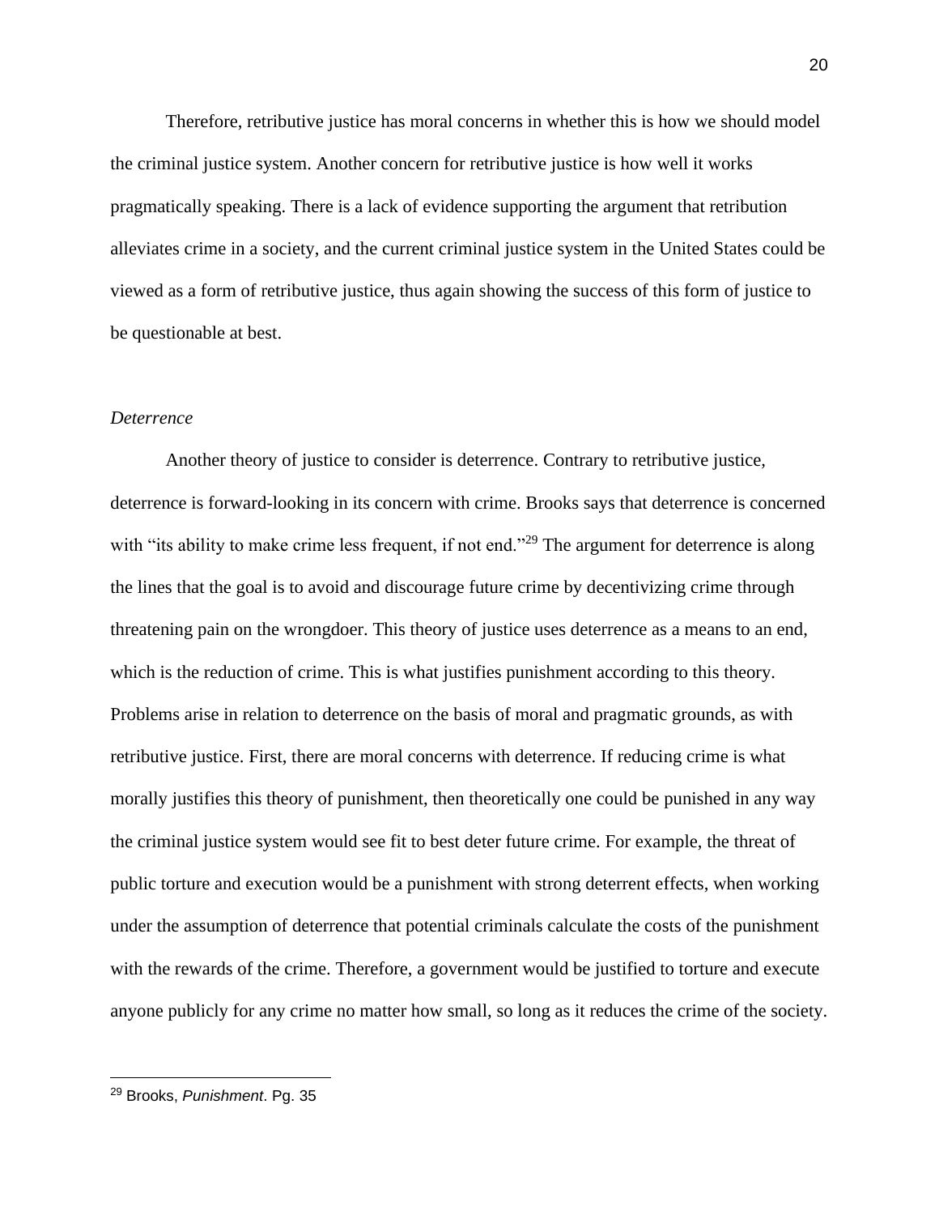Therefore, retributive justice has moral concerns in whether this is how we should model the criminal justice system. Another concern for retributive justice is how well it works pragmatically speaking. There is a lack of evidence supporting the argument that retribution alleviates crime in a society, and the current criminal justice system in the United States could be viewed as a form of retributive justice, thus again showing the success of this form of justice to be questionable at best.

*Deterrence*

Another theory of justice to consider is deterrence. Contrary to retributive justice, deterrence is forward-looking in its concern with crime. Brooks says that deterrence is concerned with "its ability to make crime less frequent, if not end."[29] The argument for deterrence is along the lines that the goal is to avoid and discourage future crime by decentivizing crime through threatening pain on the wrongdoer. This theory of justice uses deterrence as a means to an end, which is the reduction of crime. This is what justifies punishment according to this theory. Problems arise in relation to deterrence on the basis of moral and pragmatic grounds, as with retributive justice. First, there are moral concerns with deterrence. If reducing crime is what morally justifies this theory of punishment, then theoretically one could be punished in any way the criminal justice system would see fit to best deter future crime. For example, the threat of public torture and execution would be a punishment with strong deterrent effects, when working under the assumption of deterrence that potential criminals calculate the costs of the punishment with the rewards of the crime. Therefore, a government would be justified to torture and execute anyone publicly for any crime no matter how small, so long as it reduces the crime of the society.

[29] Brooks, *Punishment*. Pg. 35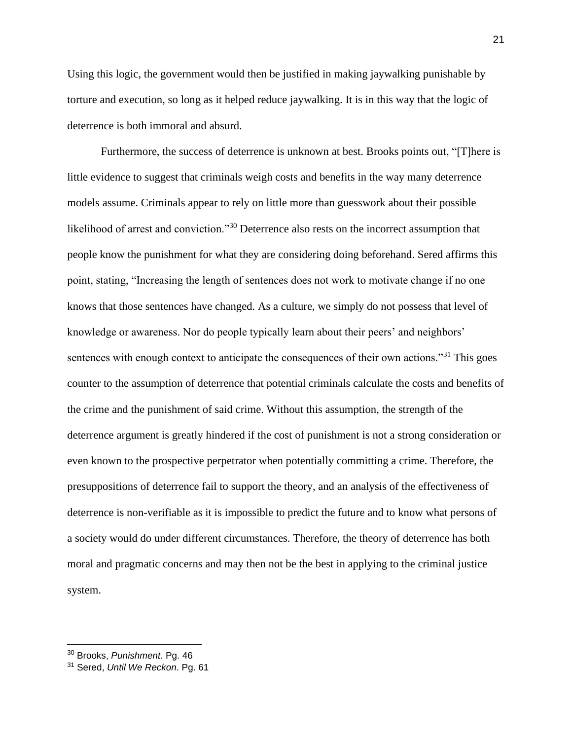Using this logic, the government would then be justified in making jaywalking punishable by torture and execution, so long as it helped reduce jaywalking. It is in this way that the logic of deterrence is both immoral and absurd.

Furthermore, the success of deterrence is unknown at best. Brooks points out, "[T]here is little evidence to suggest that criminals weigh costs and benefits in the way many deterrence models assume. Criminals appear to rely on little more than guesswork about their possible likelihood of arrest and conviction."[30] Deterrence also rests on the incorrect assumption that people know the punishment for what they are considering doing beforehand. Sered affirms this point, stating, "Increasing the length of sentences does not work to motivate change if no one knows that those sentences have changed. As a culture, we simply do not possess that level of knowledge or awareness. Nor do people typically learn about their peers' and neighbors' sentences with enough context to anticipate the consequences of their own actions."[31] This goes counter to the assumption of deterrence that potential criminals calculate the costs and benefits of the crime and the punishment of said crime. Without this assumption, the strength of the deterrence argument is greatly hindered if the cost of punishment is not a strong consideration or even known to the prospective perpetrator when potentially committing a crime. Therefore, the presuppositions of deterrence fail to support the theory, and an analysis of the effectiveness of deterrence is non-verifiable as it is impossible to predict the future and to know what persons of a society would do under different circumstances. Therefore, the theory of deterrence has both moral and pragmatic concerns and may then not be the best in applying to the criminal justice system.

---

[30] Brooks, *Punishment*. Pg. 46

[31] Sered, *Until We Reckon*. Pg. 61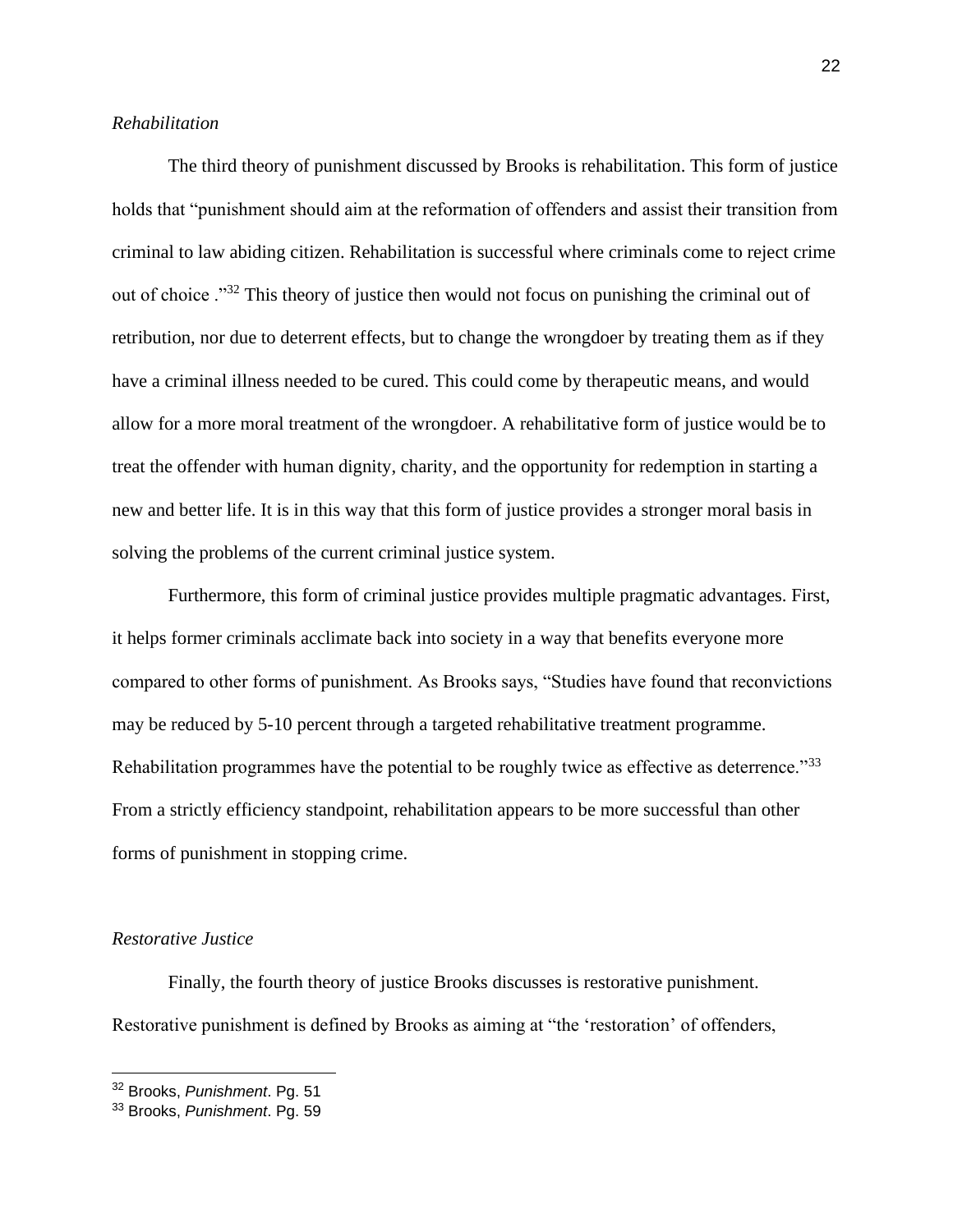*Rehabilitation*

The third theory of punishment discussed by Brooks is rehabilitation. This form of justice holds that "punishment should aim at the reformation of offenders and assist their transition from criminal to law abiding citizen. Rehabilitation is successful where criminals come to reject crime out of choice ."[32] This theory of justice then would not focus on punishing the criminal out of retribution, nor due to deterrent effects, but to change the wrongdoer by treating them as if they have a criminal illness needed to be cured. This could come by therapeutic means, and would allow for a more moral treatment of the wrongdoer. A rehabilitative form of justice would be to treat the offender with human dignity, charity, and the opportunity for redemption in starting a new and better life. It is in this way that this form of justice provides a stronger moral basis in solving the problems of the current criminal justice system.

Furthermore, this form of criminal justice provides multiple pragmatic advantages. First, it helps former criminals acclimate back into society in a way that benefits everyone more compared to other forms of punishment. As Brooks says, "Studies have found that reconvictions may be reduced by 5-10 percent through a targeted rehabilitative treatment programme. Rehabilitation programmes have the potential to be roughly twice as effective as deterrence."[33] From a strictly efficiency standpoint, rehabilitation appears to be more successful than other forms of punishment in stopping crime.

*Restorative Justice*

Finally, the fourth theory of justice Brooks discusses is restorative punishment. Restorative punishment is defined by Brooks as aiming at "the 'restoration' of offenders,

---

[32] Brooks, *Punishment*. Pg. 51

[33] Brooks, *Punishment*. Pg. 59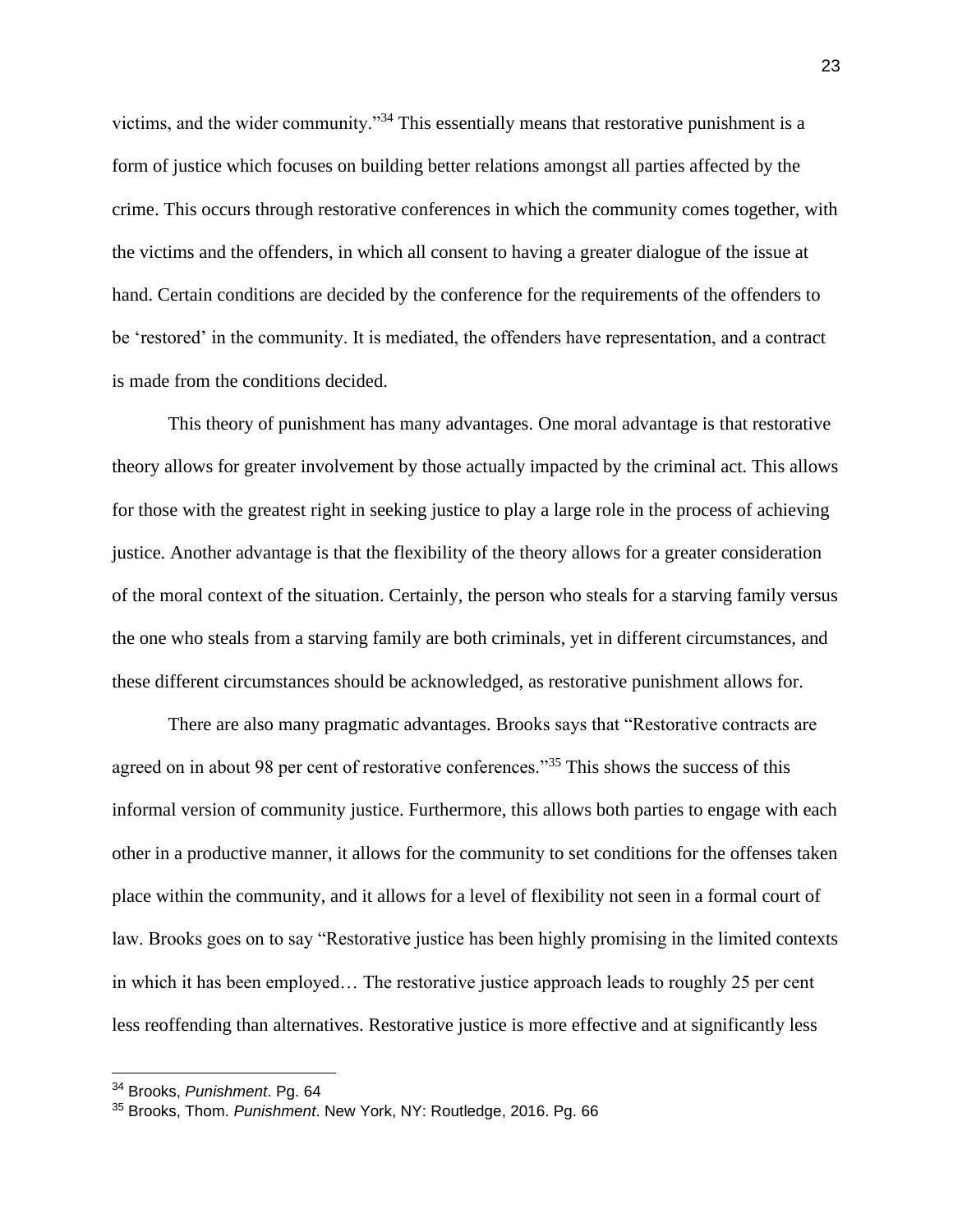victims, and the wider community."[34] This essentially means that restorative punishment is a form of justice which focuses on building better relations amongst all parties affected by the crime. This occurs through restorative conferences in which the community comes together, with the victims and the offenders, in which all consent to having a greater dialogue of the issue at hand. Certain conditions are decided by the conference for the requirements of the offenders to be 'restored' in the community. It is mediated, the offenders have representation, and a contract is made from the conditions decided.

This theory of punishment has many advantages. One moral advantage is that restorative theory allows for greater involvement by those actually impacted by the criminal act. This allows for those with the greatest right in seeking justice to play a large role in the process of achieving justice. Another advantage is that the flexibility of the theory allows for a greater consideration of the moral context of the situation. Certainly, the person who steals for a starving family versus the one who steals from a starving family are both criminals, yet in different circumstances, and these different circumstances should be acknowledged, as restorative punishment allows for.

There are also many pragmatic advantages. Brooks says that "Restorative contracts are agreed on in about 98 per cent of restorative conferences."[35] This shows the success of this informal version of community justice. Furthermore, this allows both parties to engage with each other in a productive manner, it allows for the community to set conditions for the offenses taken place within the community, and it allows for a level of flexibility not seen in a formal court of law. Brooks goes on to say "Restorative justice has been highly promising in the limited contexts in which it has been employed… The restorative justice approach leads to roughly 25 per cent less reoffending than alternatives. Restorative justice is more effective and at significantly less

---

[34] Brooks, *Punishment*. Pg. 64

[35] Brooks, Thom. *Punishment*. New York, NY: Routledge, 2016. Pg. 66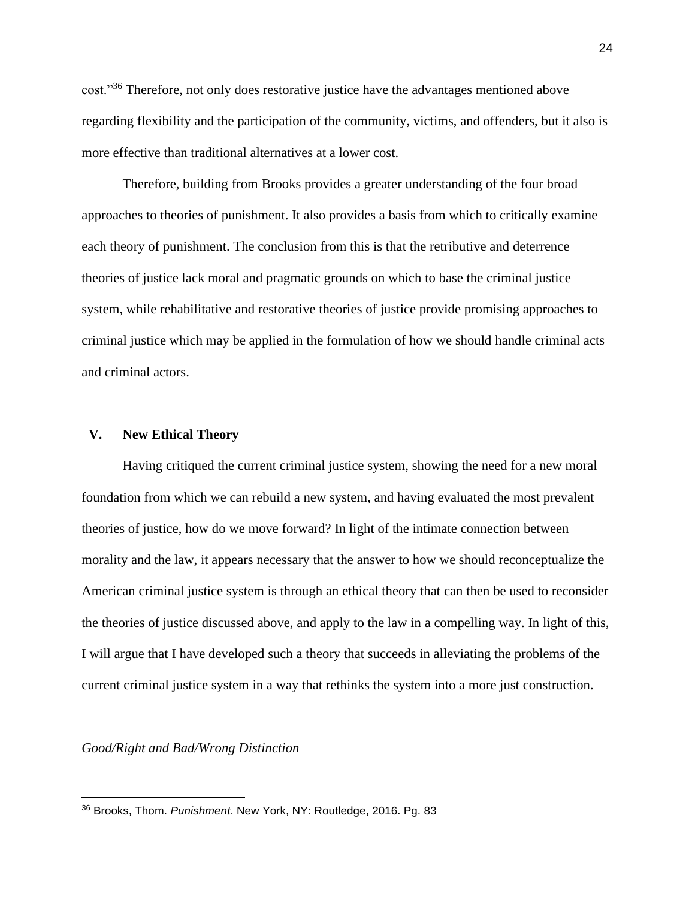cost."[36] Therefore, not only does restorative justice have the advantages mentioned above regarding flexibility and the participation of the community, victims, and offenders, but it also is more effective than traditional alternatives at a lower cost.

Therefore, building from Brooks provides a greater understanding of the four broad approaches to theories of punishment. It also provides a basis from which to critically examine each theory of punishment. The conclusion from this is that the retributive and deterrence theories of justice lack moral and pragmatic grounds on which to base the criminal justice system, while rehabilitative and restorative theories of justice provide promising approaches to criminal justice which may be applied in the formulation of how we should handle criminal acts and criminal actors.

## V. New Ethical Theory

Having critiqued the current criminal justice system, showing the need for a new moral foundation from which we can rebuild a new system, and having evaluated the most prevalent theories of justice, how do we move forward? In light of the intimate connection between morality and the law, it appears necessary that the answer to how we should reconceptualize the American criminal justice system is through an ethical theory that can then be used to reconsider the theories of justice discussed above, and apply to the law in a compelling way. In light of this, I will argue that I have developed such a theory that succeeds in alleviating the problems of the current criminal justice system in a way that rethinks the system into a more just construction.

### *Good/Right and Bad/Wrong Distinction*

---

[36] Brooks, Thom. *Punishment*. New York, NY: Routledge, 2016. Pg. 83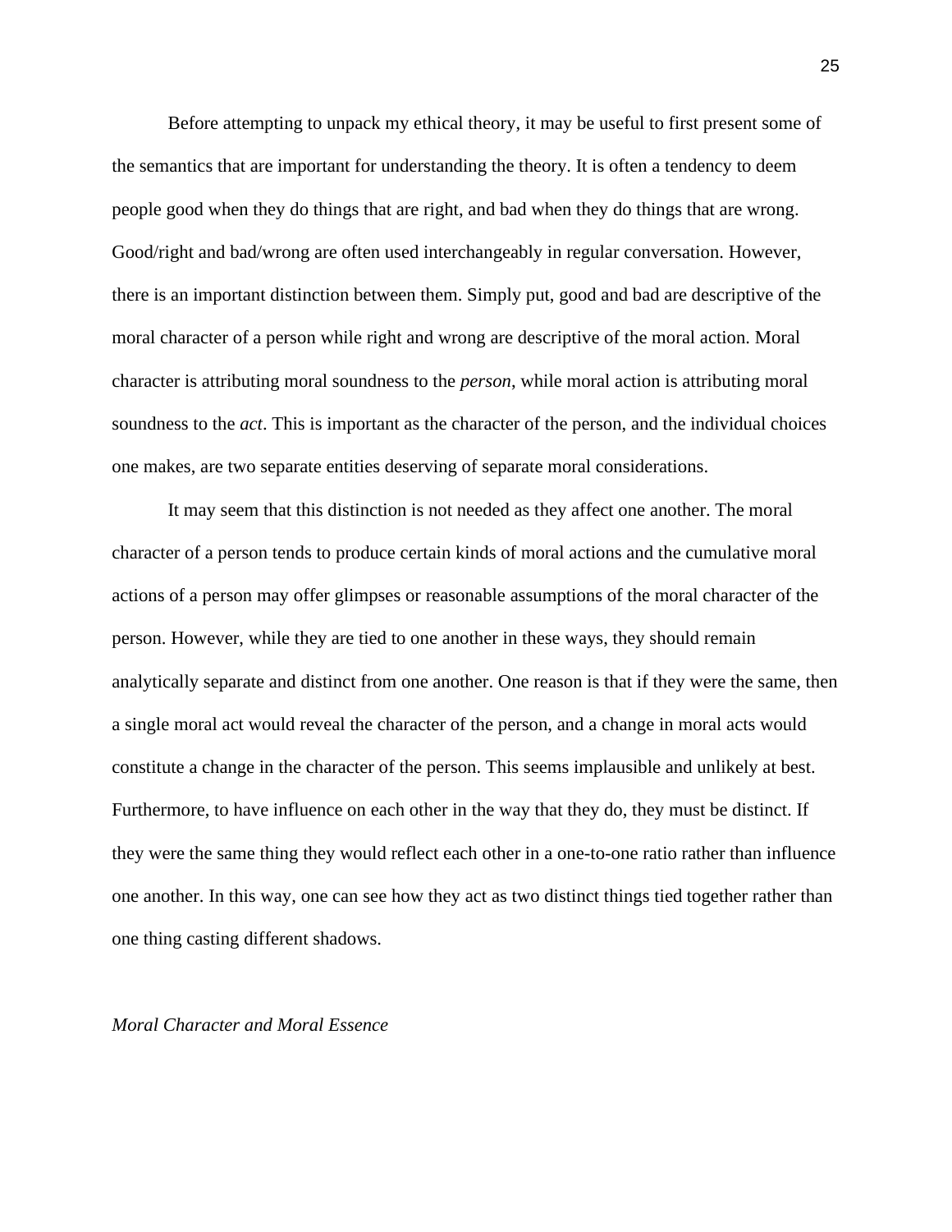Before attempting to unpack my ethical theory, it may be useful to first present some of the semantics that are important for understanding the theory. It is often a tendency to deem people good when they do things that are right, and bad when they do things that are wrong. Good/right and bad/wrong are often used interchangeably in regular conversation. However, there is an important distinction between them. Simply put, good and bad are descriptive of the moral character of a person while right and wrong are descriptive of the moral action. Moral character is attributing moral soundness to the *person*, while moral action is attributing moral soundness to the *act*. This is important as the character of the person, and the individual choices one makes, are two separate entities deserving of separate moral considerations.

It may seem that this distinction is not needed as they affect one another. The moral character of a person tends to produce certain kinds of moral actions and the cumulative moral actions of a person may offer glimpses or reasonable assumptions of the moral character of the person. However, while they are tied to one another in these ways, they should remain analytically separate and distinct from one another. One reason is that if they were the same, then a single moral act would reveal the character of the person, and a change in moral acts would constitute a change in the character of the person. This seems implausible and unlikely at best. Furthermore, to have influence on each other in the way that they do, they must be distinct. If they were the same thing they would reflect each other in a one-to-one ratio rather than influence one another. In this way, one can see how they act as two distinct things tied together rather than one thing casting different shadows.

*Moral Character and Moral Essence*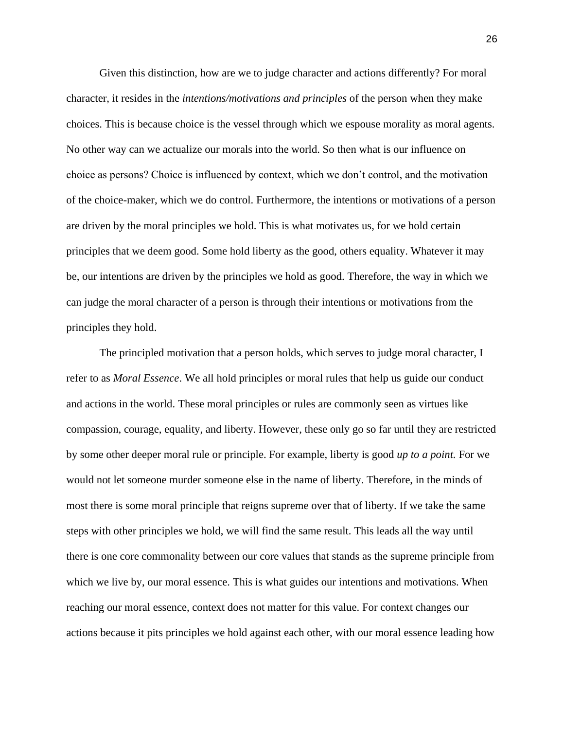Given this distinction, how are we to judge character and actions differently? For moral character, it resides in the *intentions/motivations and principles* of the person when they make choices. This is because choice is the vessel through which we espouse morality as moral agents. No other way can we actualize our morals into the world. So then what is our influence on choice as persons? Choice is influenced by context, which we don't control, and the motivation of the choice-maker, which we do control. Furthermore, the intentions or motivations of a person are driven by the moral principles we hold. This is what motivates us, for we hold certain principles that we deem good. Some hold liberty as the good, others equality. Whatever it may be, our intentions are driven by the principles we hold as good. Therefore, the way in which we can judge the moral character of a person is through their intentions or motivations from the principles they hold.

The principled motivation that a person holds, which serves to judge moral character, I refer to as *Moral Essence*. We all hold principles or moral rules that help us guide our conduct and actions in the world. These moral principles or rules are commonly seen as virtues like compassion, courage, equality, and liberty. However, these only go so far until they are restricted by some other deeper moral rule or principle. For example, liberty is good *up to a point.* For we would not let someone murder someone else in the name of liberty. Therefore, in the minds of most there is some moral principle that reigns supreme over that of liberty. If we take the same steps with other principles we hold, we will find the same result. This leads all the way until there is one core commonality between our core values that stands as the supreme principle from which we live by, our moral essence. This is what guides our intentions and motivations. When reaching our moral essence, context does not matter for this value. For context changes our actions because it pits principles we hold against each other, with our moral essence leading how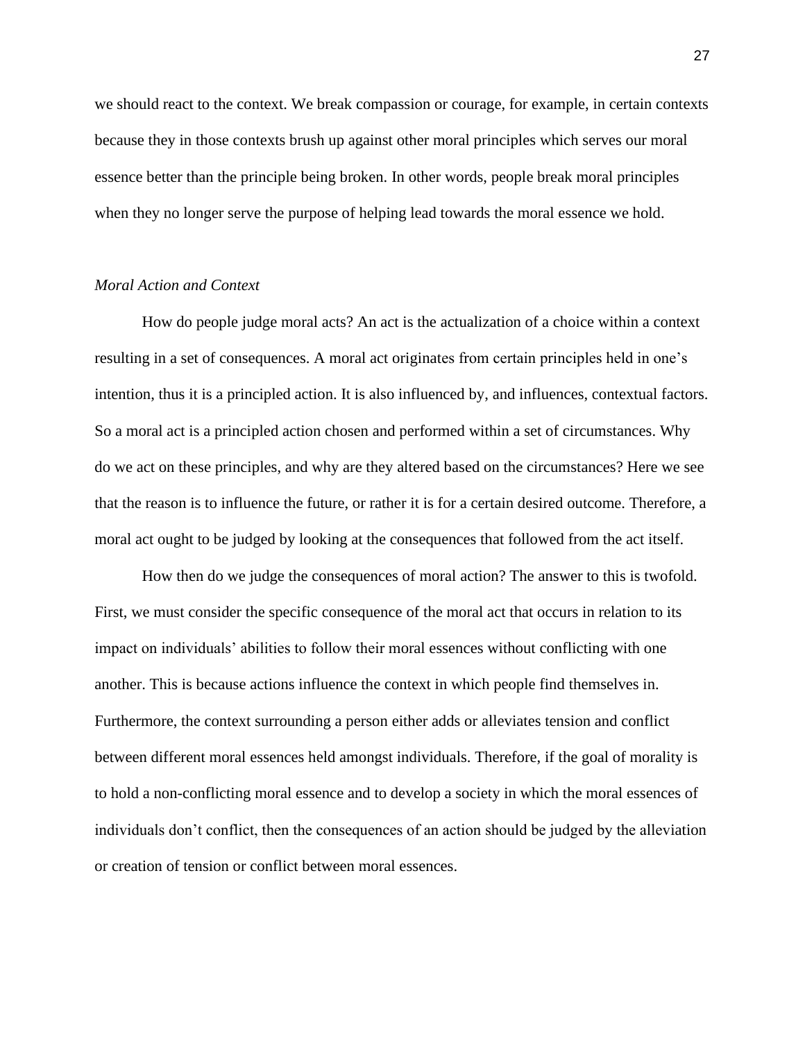we should react to the context. We break compassion or courage, for example, in certain contexts because they in those contexts brush up against other moral principles which serves our moral essence better than the principle being broken. In other words, people break moral principles when they no longer serve the purpose of helping lead towards the moral essence we hold.

*Moral Action and Context*

How do people judge moral acts? An act is the actualization of a choice within a context resulting in a set of consequences. A moral act originates from certain principles held in one's intention, thus it is a principled action. It is also influenced by, and influences, contextual factors. So a moral act is a principled action chosen and performed within a set of circumstances. Why do we act on these principles, and why are they altered based on the circumstances? Here we see that the reason is to influence the future, or rather it is for a certain desired outcome. Therefore, a moral act ought to be judged by looking at the consequences that followed from the act itself.

How then do we judge the consequences of moral action? The answer to this is twofold. First, we must consider the specific consequence of the moral act that occurs in relation to its impact on individuals' abilities to follow their moral essences without conflicting with one another. This is because actions influence the context in which people find themselves in. Furthermore, the context surrounding a person either adds or alleviates tension and conflict between different moral essences held amongst individuals. Therefore, if the goal of morality is to hold a non-conflicting moral essence and to develop a society in which the moral essences of individuals don't conflict, then the consequences of an action should be judged by the alleviation or creation of tension or conflict between moral essences.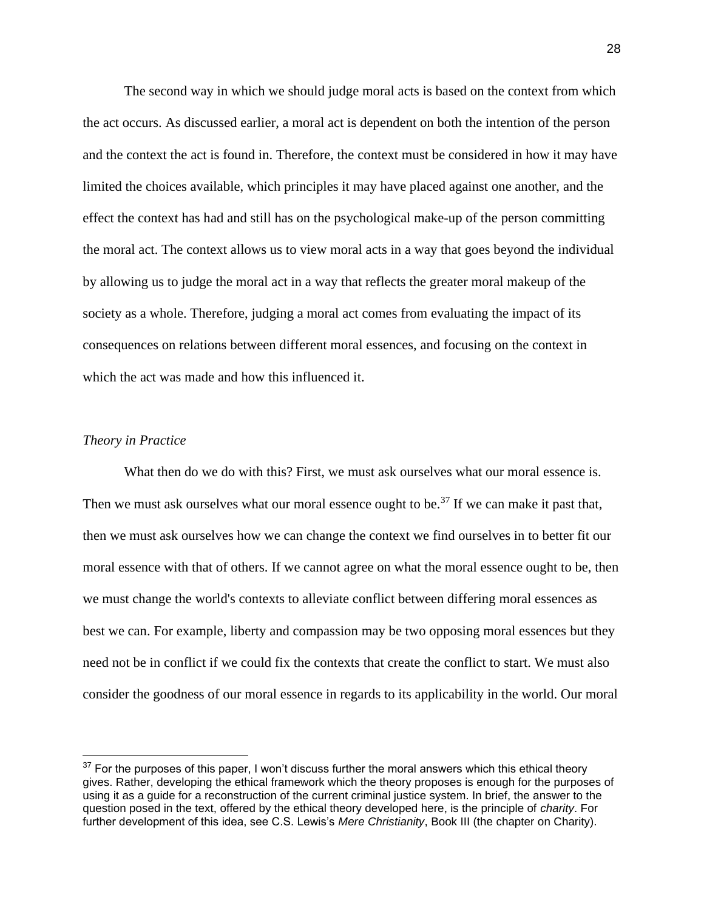The second way in which we should judge moral acts is based on the context from which the act occurs. As discussed earlier, a moral act is dependent on both the intention of the person and the context the act is found in. Therefore, the context must be considered in how it may have limited the choices available, which principles it may have placed against one another, and the effect the context has had and still has on the psychological make-up of the person committing the moral act. The context allows us to view moral acts in a way that goes beyond the individual by allowing us to judge the moral act in a way that reflects the greater moral makeup of the society as a whole. Therefore, judging a moral act comes from evaluating the impact of its consequences on relations between different moral essences, and focusing on the context in which the act was made and how this influenced it.

### *Theory in Practice*

What then do we do with this? First, we must ask ourselves what our moral essence is. Then we must ask ourselves what our moral essence ought to be.[37] If we can make it past that, then we must ask ourselves how we can change the context we find ourselves in to better fit our moral essence with that of others. If we cannot agree on what the moral essence ought to be, then we must change the world's contexts to alleviate conflict between differing moral essences as best we can. For example, liberty and compassion may be two opposing moral essences but they need not be in conflict if we could fix the contexts that create the conflict to start. We must also consider the goodness of our moral essence in regards to its applicability in the world. Our moral

[37] For the purposes of this paper, I won't discuss further the moral answers which this ethical theory gives. Rather, developing the ethical framework which the theory proposes is enough for the purposes of using it as a guide for a reconstruction of the current criminal justice system. In brief, the answer to the question posed in the text, offered by the ethical theory developed here, is the principle of *charity*. For further development of this idea, see C.S. Lewis's *Mere Christianity*, Book III (the chapter on Charity).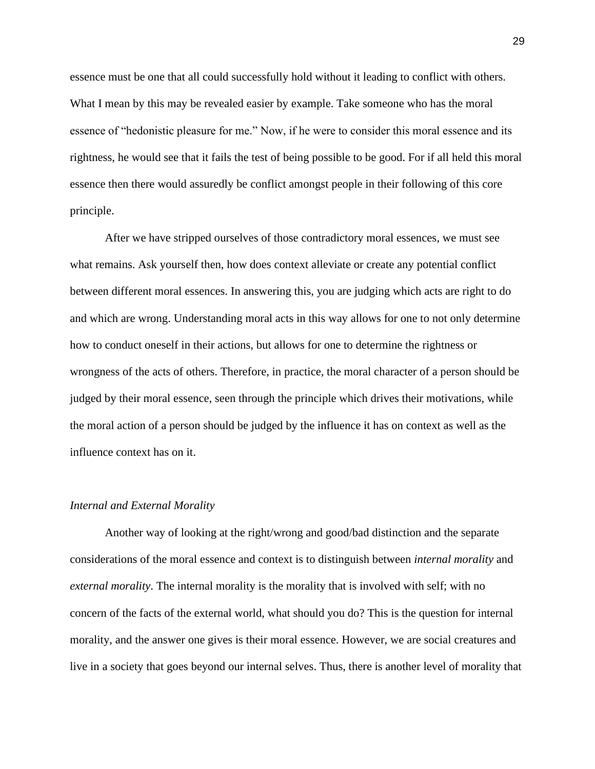essence must be one that all could successfully hold without it leading to conflict with others. What I mean by this may be revealed easier by example. Take someone who has the moral essence of "hedonistic pleasure for me." Now, if he were to consider this moral essence and its rightness, he would see that it fails the test of being possible to be good. For if all held this moral essence then there would assuredly be conflict amongst people in their following of this core principle.

After we have stripped ourselves of those contradictory moral essences, we must see what remains. Ask yourself then, how does context alleviate or create any potential conflict between different moral essences. In answering this, you are judging which acts are right to do and which are wrong. Understanding moral acts in this way allows for one to not only determine how to conduct oneself in their actions, but allows for one to determine the rightness or wrongness of the acts of others. Therefore, in practice, the moral character of a person should be judged by their moral essence, seen through the principle which drives their motivations, while the moral action of a person should be judged by the influence it has on context as well as the influence context has on it.

### *Internal and External Morality*

Another way of looking at the right/wrong and good/bad distinction and the separate considerations of the moral essence and context is to distinguish between *internal morality* and *external morality*. The internal morality is the morality that is involved with self; with no concern of the facts of the external world, what should you do? This is the question for internal morality, and the answer one gives is their moral essence. However, we are social creatures and live in a society that goes beyond our internal selves. Thus, there is another level of morality that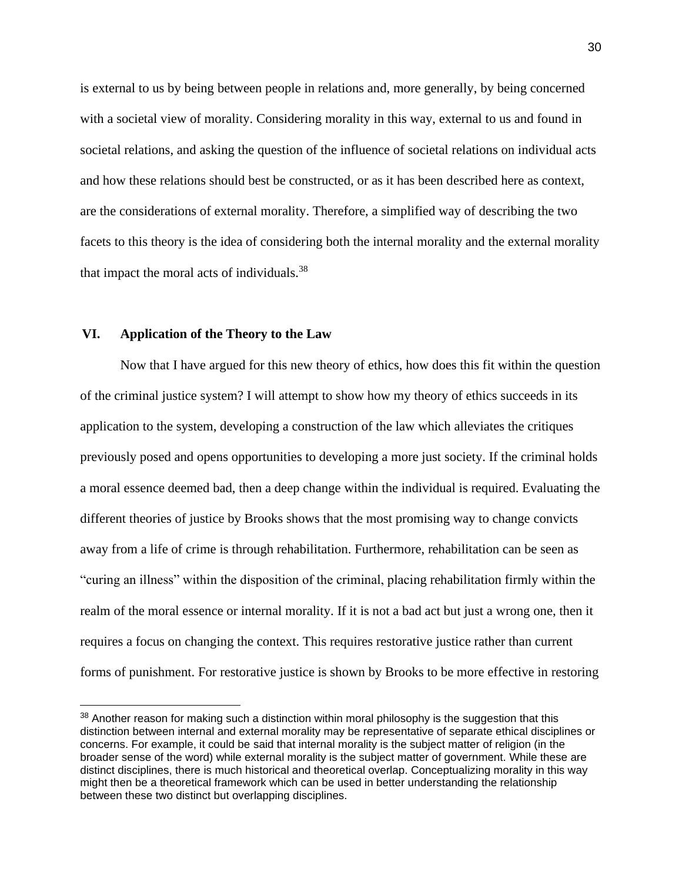is external to us by being between people in relations and, more generally, by being concerned with a societal view of morality. Considering morality in this way, external to us and found in societal relations, and asking the question of the influence of societal relations on individual acts and how these relations should best be constructed, or as it has been described here as context, are the considerations of external morality. Therefore, a simplified way of describing the two facets to this theory is the idea of considering both the internal morality and the external morality that impact the moral acts of individuals.[38]

## VI. Application of the Theory to the Law

Now that I have argued for this new theory of ethics, how does this fit within the question of the criminal justice system? I will attempt to show how my theory of ethics succeeds in its application to the system, developing a construction of the law which alleviates the critiques previously posed and opens opportunities to developing a more just society. If the criminal holds a moral essence deemed bad, then a deep change within the individual is required. Evaluating the different theories of justice by Brooks shows that the most promising way to change convicts away from a life of crime is through rehabilitation. Furthermore, rehabilitation can be seen as "curing an illness" within the disposition of the criminal, placing rehabilitation firmly within the realm of the moral essence or internal morality. If it is not a bad act but just a wrong one, then it requires a focus on changing the context. This requires restorative justice rather than current forms of punishment. For restorative justice is shown by Brooks to be more effective in restoring

[38] Another reason for making such a distinction within moral philosophy is the suggestion that this distinction between internal and external morality may be representative of separate ethical disciplines or concerns. For example, it could be said that internal morality is the subject matter of religion (in the broader sense of the word) while external morality is the subject matter of government. While these are distinct disciplines, there is much historical and theoretical overlap. Conceptualizing morality in this way might then be a theoretical framework which can be used in better understanding the relationship between these two distinct but overlapping disciplines.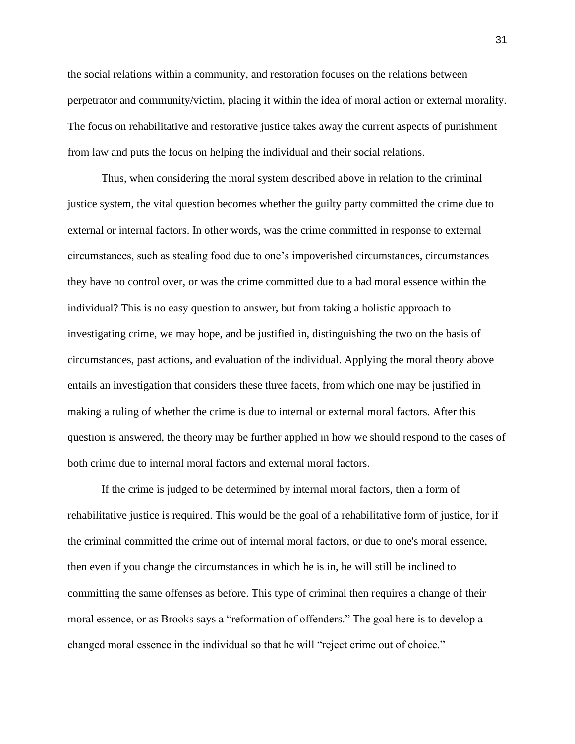the social relations within a community, and restoration focuses on the relations between perpetrator and community/victim, placing it within the idea of moral action or external morality. The focus on rehabilitative and restorative justice takes away the current aspects of punishment from law and puts the focus on helping the individual and their social relations.

Thus, when considering the moral system described above in relation to the criminal justice system, the vital question becomes whether the guilty party committed the crime due to external or internal factors. In other words, was the crime committed in response to external circumstances, such as stealing food due to one's impoverished circumstances, circumstances they have no control over, or was the crime committed due to a bad moral essence within the individual? This is no easy question to answer, but from taking a holistic approach to investigating crime, we may hope, and be justified in, distinguishing the two on the basis of circumstances, past actions, and evaluation of the individual. Applying the moral theory above entails an investigation that considers these three facets, from which one may be justified in making a ruling of whether the crime is due to internal or external moral factors. After this question is answered, the theory may be further applied in how we should respond to the cases of both crime due to internal moral factors and external moral factors.

If the crime is judged to be determined by internal moral factors, then a form of rehabilitative justice is required. This would be the goal of a rehabilitative form of justice, for if the criminal committed the crime out of internal moral factors, or due to one's moral essence, then even if you change the circumstances in which he is in, he will still be inclined to committing the same offenses as before. This type of criminal then requires a change of their moral essence, or as Brooks says a "reformation of offenders." The goal here is to develop a changed moral essence in the individual so that he will "reject crime out of choice."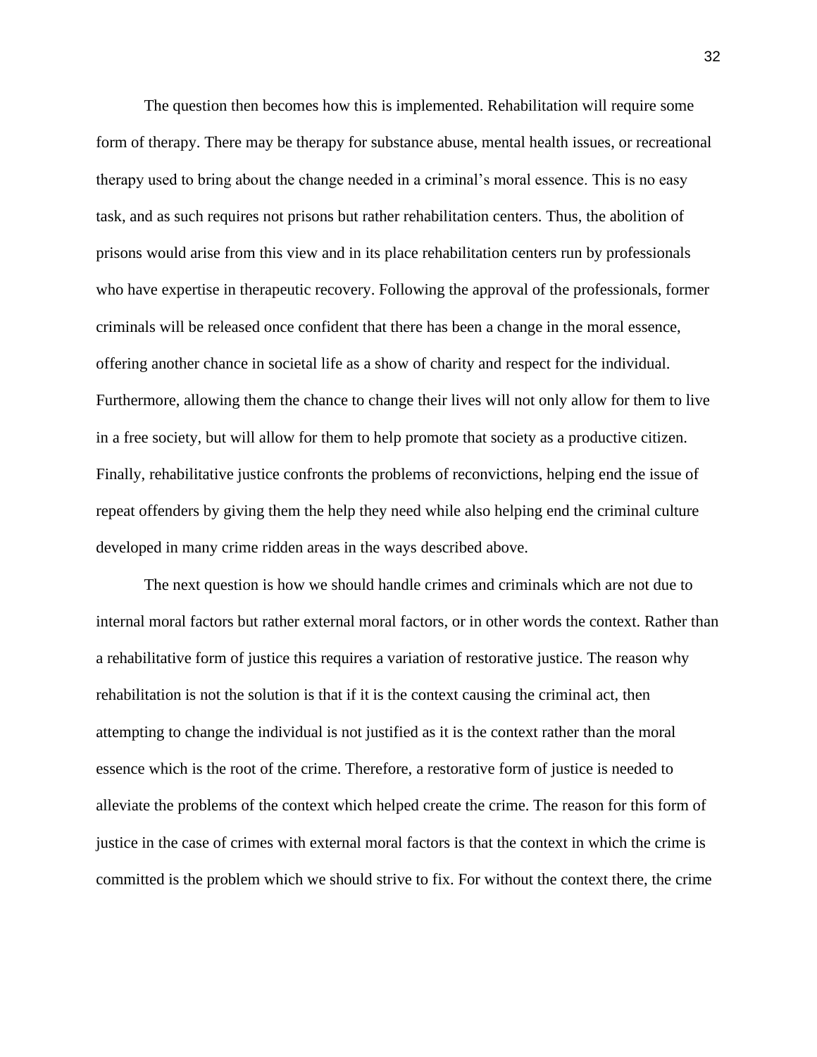The question then becomes how this is implemented. Rehabilitation will require some form of therapy. There may be therapy for substance abuse, mental health issues, or recreational therapy used to bring about the change needed in a criminal's moral essence. This is no easy task, and as such requires not prisons but rather rehabilitation centers. Thus, the abolition of prisons would arise from this view and in its place rehabilitation centers run by professionals who have expertise in therapeutic recovery. Following the approval of the professionals, former criminals will be released once confident that there has been a change in the moral essence, offering another chance in societal life as a show of charity and respect for the individual. Furthermore, allowing them the chance to change their lives will not only allow for them to live in a free society, but will allow for them to help promote that society as a productive citizen. Finally, rehabilitative justice confronts the problems of reconvictions, helping end the issue of repeat offenders by giving them the help they need while also helping end the criminal culture developed in many crime ridden areas in the ways described above.

The next question is how we should handle crimes and criminals which are not due to internal moral factors but rather external moral factors, or in other words the context. Rather than a rehabilitative form of justice this requires a variation of restorative justice. The reason why rehabilitation is not the solution is that if it is the context causing the criminal act, then attempting to change the individual is not justified as it is the context rather than the moral essence which is the root of the crime. Therefore, a restorative form of justice is needed to alleviate the problems of the context which helped create the crime. The reason for this form of justice in the case of crimes with external moral factors is that the context in which the crime is committed is the problem which we should strive to fix. For without the context there, the crime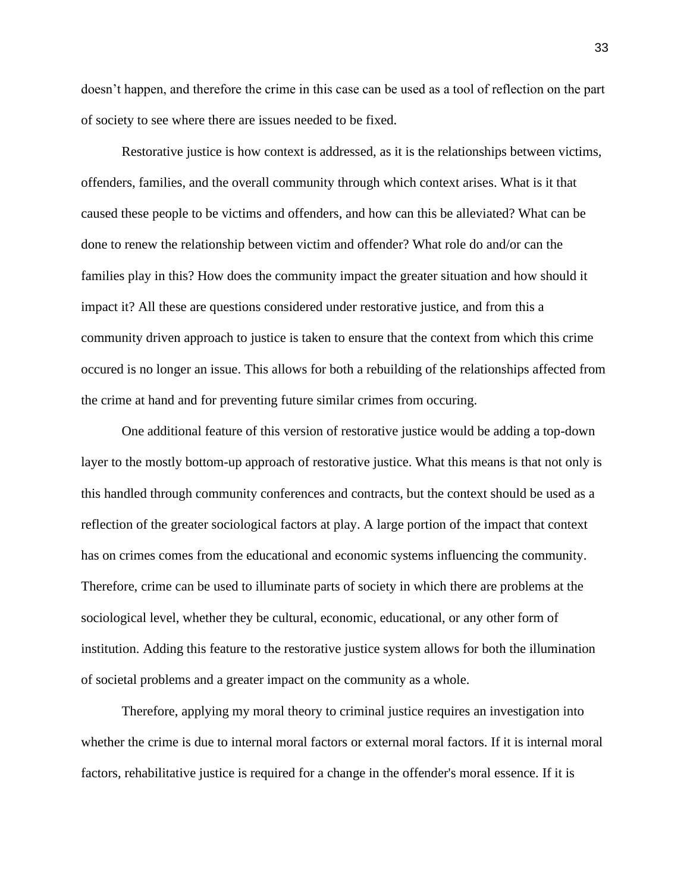doesn’t happen, and therefore the crime in this case can be used as a tool of reflection on the part of society to see where there are issues needed to be fixed.

Restorative justice is how context is addressed, as it is the relationships between victims, offenders, families, and the overall community through which context arises. What is it that caused these people to be victims and offenders, and how can this be alleviated? What can be done to renew the relationship between victim and offender? What role do and/or can the families play in this? How does the community impact the greater situation and how should it impact it? All these are questions considered under restorative justice, and from this a community driven approach to justice is taken to ensure that the context from which this crime occured is no longer an issue. This allows for both a rebuilding of the relationships affected from the crime at hand and for preventing future similar crimes from occuring.

One additional feature of this version of restorative justice would be adding a top-down layer to the mostly bottom-up approach of restorative justice. What this means is that not only is this handled through community conferences and contracts, but the context should be used as a reflection of the greater sociological factors at play. A large portion of the impact that context has on crimes comes from the educational and economic systems influencing the community. Therefore, crime can be used to illuminate parts of society in which there are problems at the sociological level, whether they be cultural, economic, educational, or any other form of institution. Adding this feature to the restorative justice system allows for both the illumination of societal problems and a greater impact on the community as a whole.

Therefore, applying my moral theory to criminal justice requires an investigation into whether the crime is due to internal moral factors or external moral factors. If it is internal moral factors, rehabilitative justice is required for a change in the offender's moral essence. If it is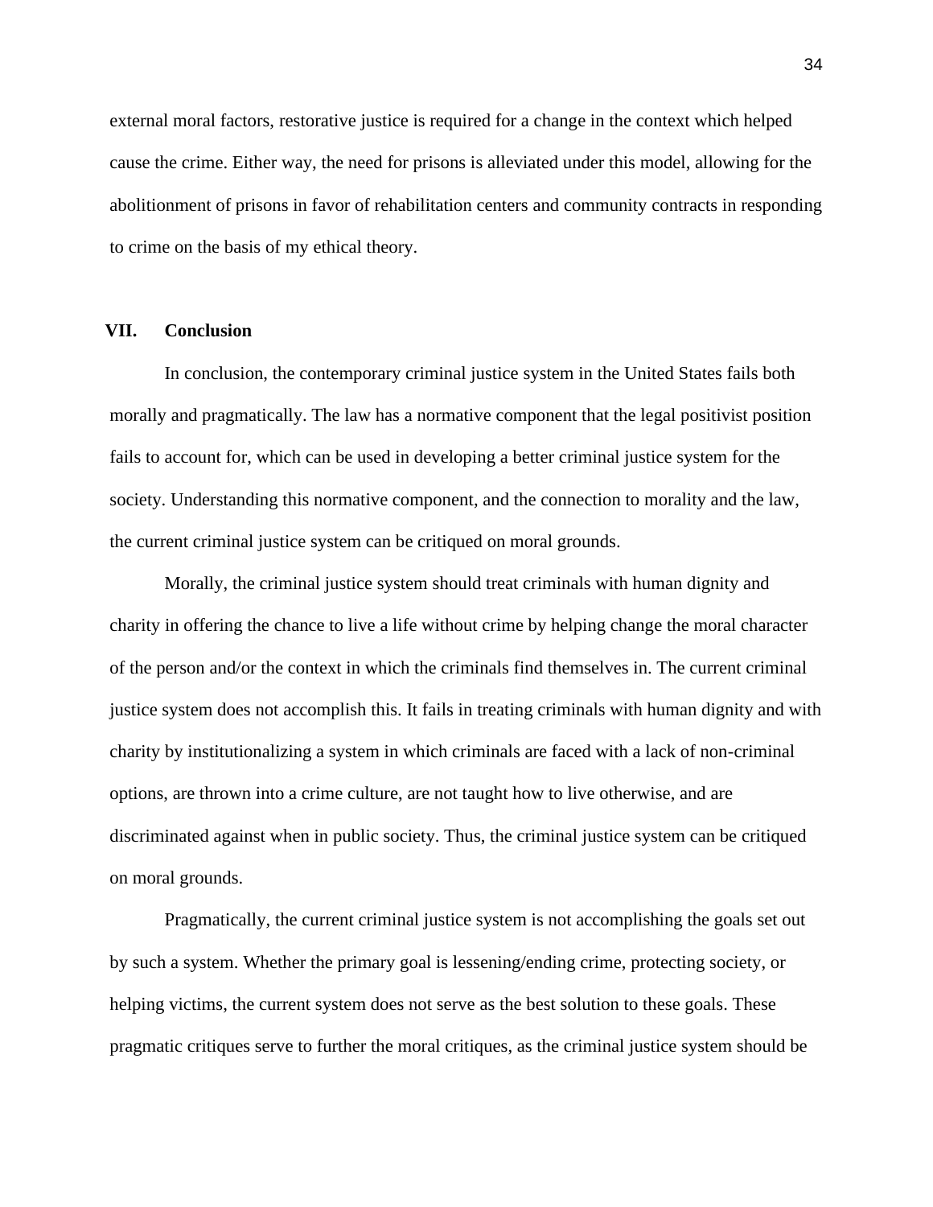external moral factors, restorative justice is required for a change in the context which helped cause the crime. Either way, the need for prisons is alleviated under this model, allowing for the abolitionment of prisons in favor of rehabilitation centers and community contracts in responding to crime on the basis of my ethical theory.

## VII. Conclusion

In conclusion, the contemporary criminal justice system in the United States fails both morally and pragmatically. The law has a normative component that the legal positivist position fails to account for, which can be used in developing a better criminal justice system for the society. Understanding this normative component, and the connection to morality and the law, the current criminal justice system can be critiqued on moral grounds.

Morally, the criminal justice system should treat criminals with human dignity and charity in offering the chance to live a life without crime by helping change the moral character of the person and/or the context in which the criminals find themselves in. The current criminal justice system does not accomplish this. It fails in treating criminals with human dignity and with charity by institutionalizing a system in which criminals are faced with a lack of non-criminal options, are thrown into a crime culture, are not taught how to live otherwise, and are discriminated against when in public society. Thus, the criminal justice system can be critiqued on moral grounds.

Pragmatically, the current criminal justice system is not accomplishing the goals set out by such a system. Whether the primary goal is lessening/ending crime, protecting society, or helping victims, the current system does not serve as the best solution to these goals. These pragmatic critiques serve to further the moral critiques, as the criminal justice system should be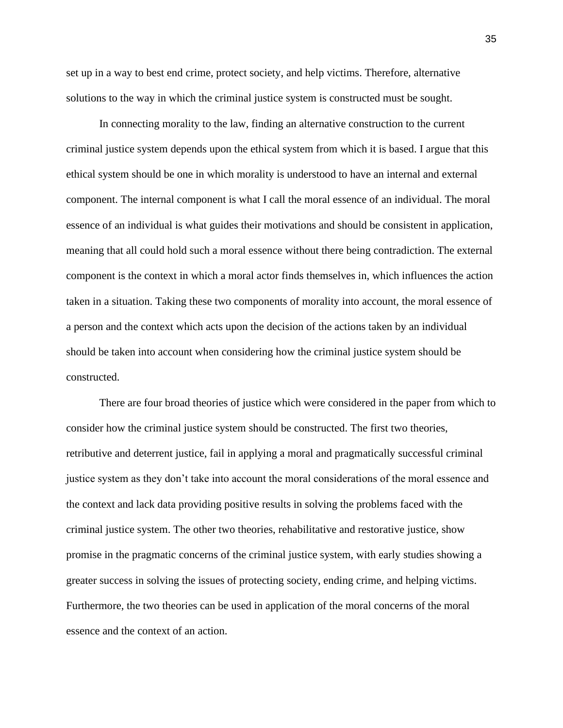set up in a way to best end crime, protect society, and help victims. Therefore, alternative solutions to the way in which the criminal justice system is constructed must be sought.

In connecting morality to the law, finding an alternative construction to the current criminal justice system depends upon the ethical system from which it is based. I argue that this ethical system should be one in which morality is understood to have an internal and external component. The internal component is what I call the moral essence of an individual. The moral essence of an individual is what guides their motivations and should be consistent in application, meaning that all could hold such a moral essence without there being contradiction. The external component is the context in which a moral actor finds themselves in, which influences the action taken in a situation. Taking these two components of morality into account, the moral essence of a person and the context which acts upon the decision of the actions taken by an individual should be taken into account when considering how the criminal justice system should be constructed.

There are four broad theories of justice which were considered in the paper from which to consider how the criminal justice system should be constructed. The first two theories, retributive and deterrent justice, fail in applying a moral and pragmatically successful criminal justice system as they don't take into account the moral considerations of the moral essence and the context and lack data providing positive results in solving the problems faced with the criminal justice system. The other two theories, rehabilitative and restorative justice, show promise in the pragmatic concerns of the criminal justice system, with early studies showing a greater success in solving the issues of protecting society, ending crime, and helping victims. Furthermore, the two theories can be used in application of the moral concerns of the moral essence and the context of an action.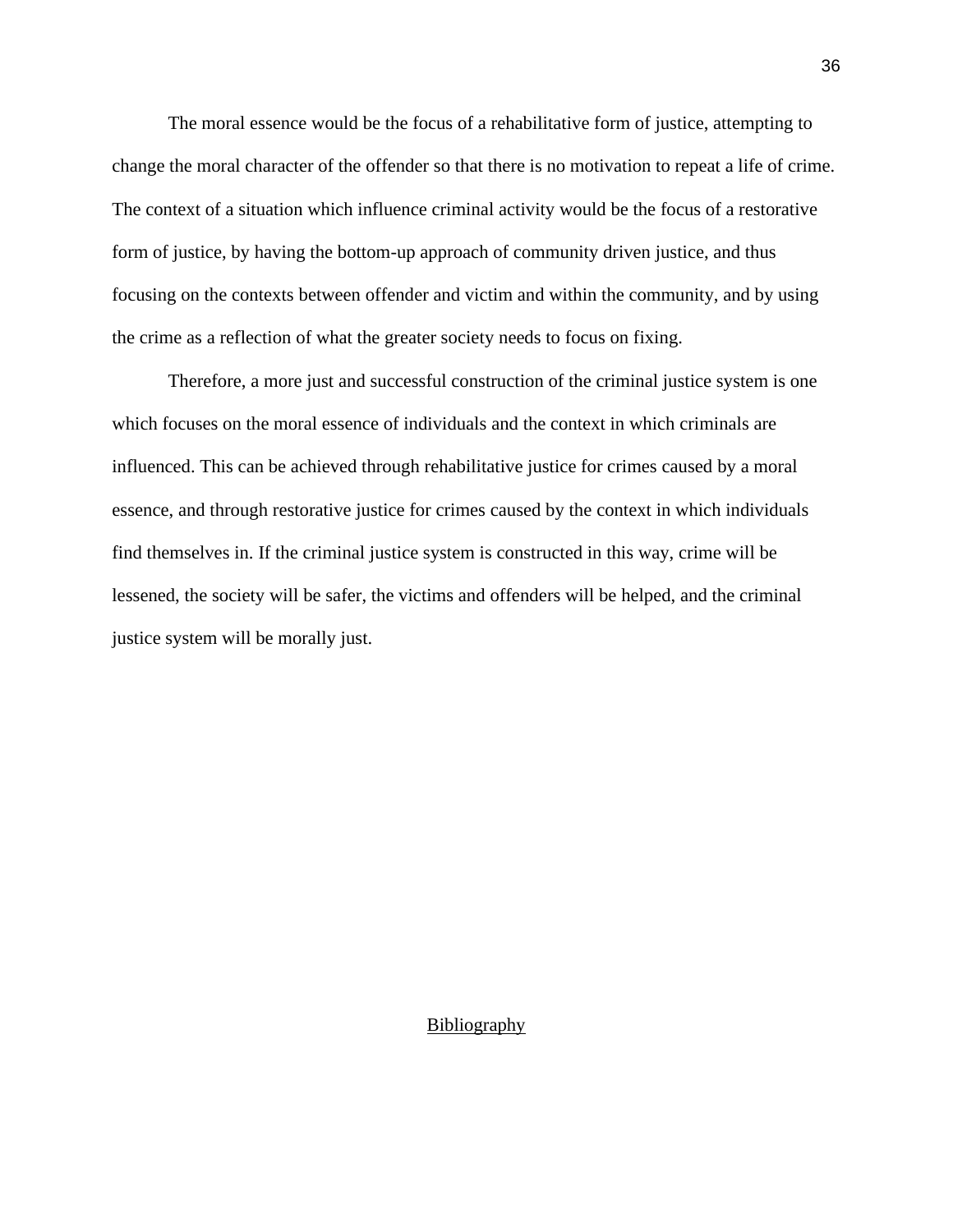The moral essence would be the focus of a rehabilitative form of justice, attempting to change the moral character of the offender so that there is no motivation to repeat a life of crime. The context of a situation which influence criminal activity would be the focus of a restorative form of justice, by having the bottom-up approach of community driven justice, and thus focusing on the contexts between offender and victim and within the community, and by using the crime as a reflection of what the greater society needs to focus on fixing.

Therefore, a more just and successful construction of the criminal justice system is one which focuses on the moral essence of individuals and the context in which criminals are influenced. This can be achieved through rehabilitative justice for crimes caused by a moral essence, and through restorative justice for crimes caused by the context in which individuals find themselves in. If the criminal justice system is constructed in this way, crime will be lessened, the society will be safer, the victims and offenders will be helped, and the criminal justice system will be morally just.

## Bibliography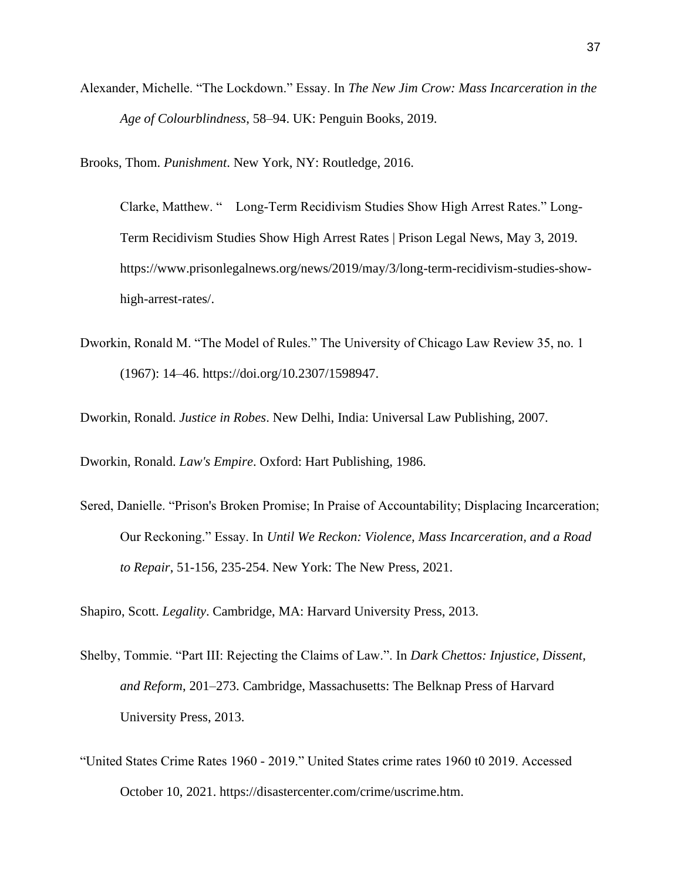Alexander, Michelle. "The Lockdown." Essay. In *The New Jim Crow: Mass Incarceration in the Age of Colourblindness*, 58–94. UK: Penguin Books, 2019.

Brooks, Thom. *Punishment*. New York, NY: Routledge, 2016.

Clarke, Matthew. "  Long-Term Recidivism Studies Show High Arrest Rates." Long-Term Recidivism Studies Show High Arrest Rates | Prison Legal News, May 3, 2019. https://www.prisonlegalnews.org/news/2019/may/3/long-term-recidivism-studies-show-high-arrest-rates/.

Dworkin, Ronald M. "The Model of Rules." The University of Chicago Law Review 35, no. 1 (1967): 14–46. https://doi.org/10.2307/1598947.

Dworkin, Ronald. *Justice in Robes*. New Delhi, India: Universal Law Publishing, 2007.

Dworkin, Ronald. *Law's Empire*. Oxford: Hart Publishing, 1986.

Sered, Danielle. "Prison's Broken Promise; In Praise of Accountability; Displacing Incarceration; Our Reckoning." Essay. In *Until We Reckon: Violence, Mass Incarceration, and a Road to Repair*, 51-156, 235-254. New York: The New Press, 2021.

Shapiro, Scott. *Legality*. Cambridge, MA: Harvard University Press, 2013.

Shelby, Tommie. "Part III: Rejecting the Claims of Law.". In *Dark Chettos: Injustice, Dissent, and Reform*, 201–273. Cambridge, Massachusetts: The Belknap Press of Harvard University Press, 2013.

"United States Crime Rates 1960 - 2019." United States crime rates 1960 t0 2019. Accessed October 10, 2021. https://disastercenter.com/crime/uscrime.htm.